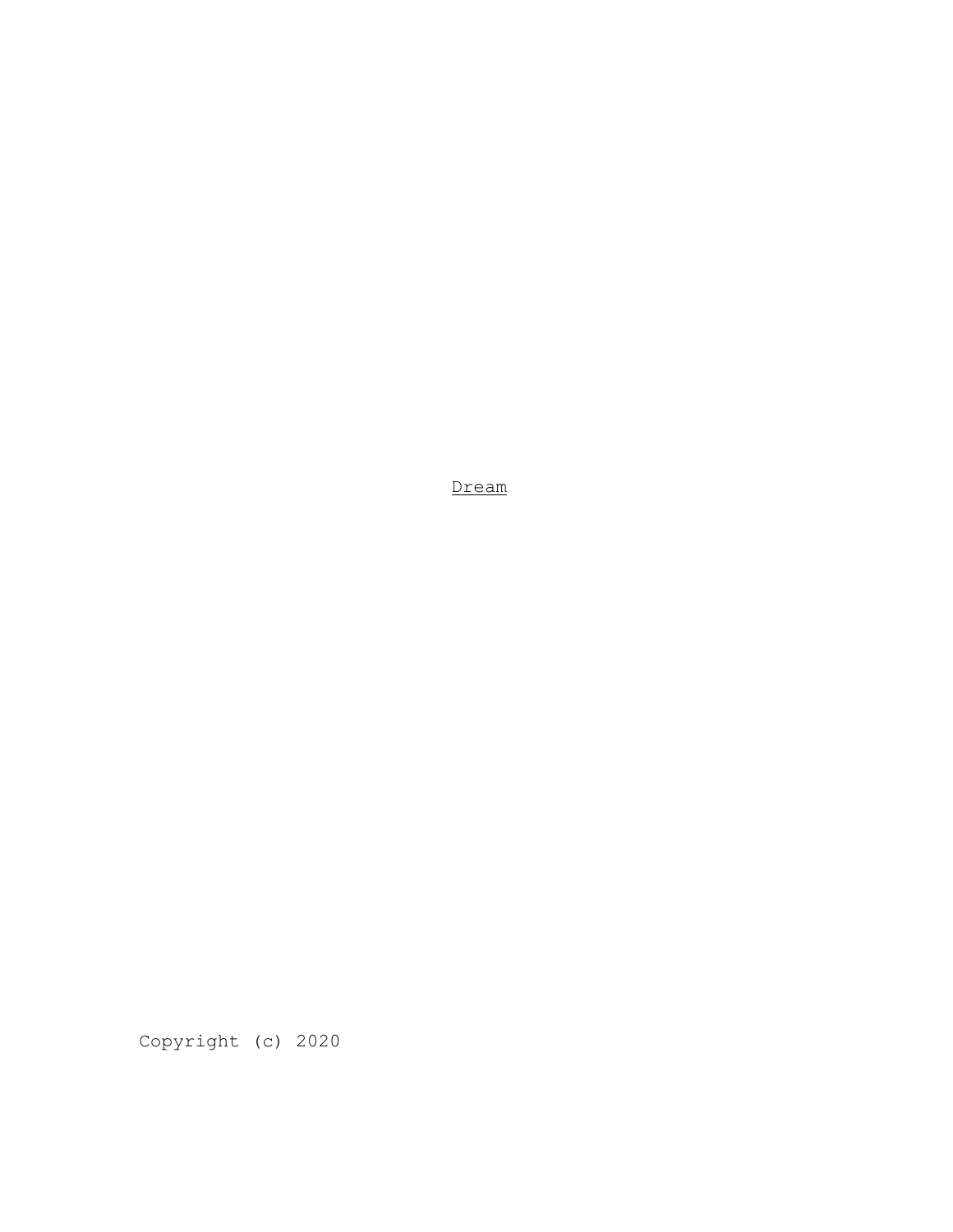# Dream

Copyright (c) 2020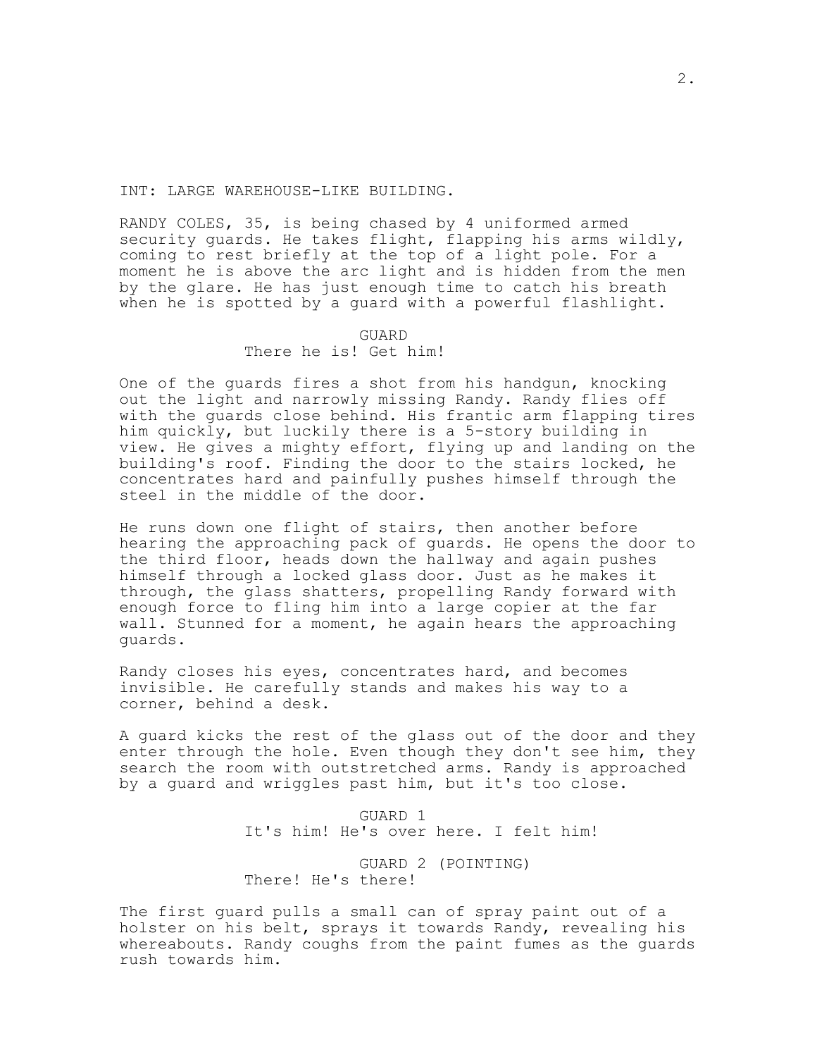INT: LARGE WAREHOUSE-LIKE BUILDING.

RANDY COLES, 35, is being chased by 4 uniformed armed security guards. He takes flight, flapping his arms wildly, coming to rest briefly at the top of a light pole. For a moment he is above the arc light and is hidden from the men by the glare. He has just enough time to catch his breath when he is spotted by a guard with a powerful flashlight.

GUARD
There he is! Get him!

One of the guards fires a shot from his handgun, knocking out the light and narrowly missing Randy. Randy flies off with the guards close behind. His frantic arm flapping tires him quickly, but luckily there is a 5-story building in view. He gives a mighty effort, flying up and landing on the building's roof. Finding the door to the stairs locked, he concentrates hard and painfully pushes himself through the steel in the middle of the door.

He runs down one flight of stairs, then another before hearing the approaching pack of guards. He opens the door to the third floor, heads down the hallway and again pushes himself through a locked glass door. Just as he makes it through, the glass shatters, propelling Randy forward with enough force to fling him into a large copier at the far wall. Stunned for a moment, he again hears the approaching guards.

Randy closes his eyes, concentrates hard, and becomes invisible. He carefully stands and makes his way to a corner, behind a desk.

A guard kicks the rest of the glass out of the door and they enter through the hole. Even though they don't see him, they search the room with outstretched arms. Randy is approached by a guard and wriggles past him, but it's too close.

GUARD 1
It's him! He's over here. I felt him!

GUARD 2 (POINTING)
There! He's there!

The first guard pulls a small can of spray paint out of a holster on his belt, sprays it towards Randy, revealing his whereabouts. Randy coughs from the paint fumes as the guards rush towards him.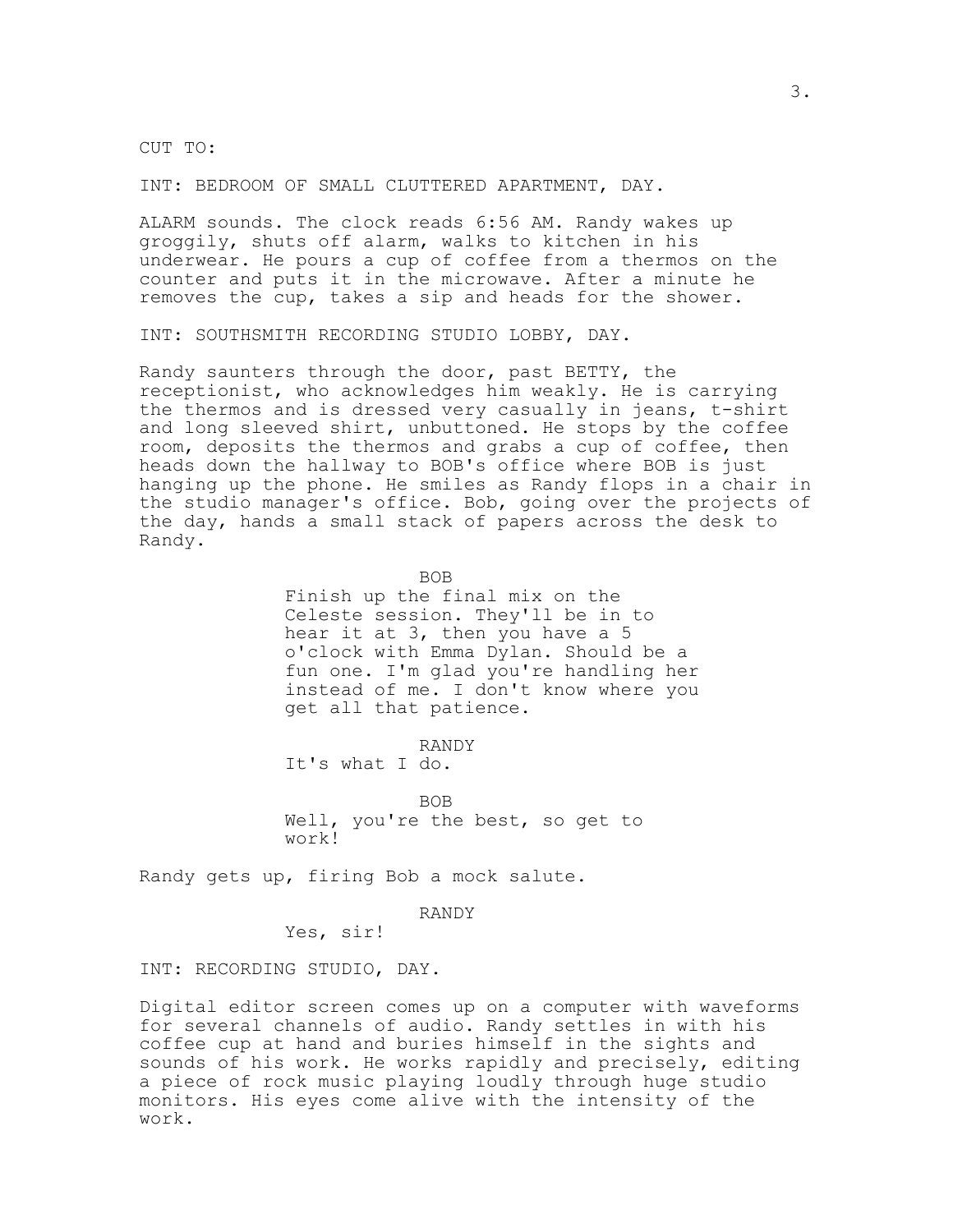CUT TO:

INT: BEDROOM OF SMALL CLUTTERED APARTMENT, DAY.

ALARM sounds. The clock reads 6:56 AM. Randy wakes up groggily, shuts off alarm, walks to kitchen in his underwear. He pours a cup of coffee from a thermos on the counter and puts it in the microwave. After a minute he removes the cup, takes a sip and heads for the shower.

INT: SOUTHSMITH RECORDING STUDIO LOBBY, DAY.

Randy saunters through the door, past BETTY, the receptionist, who acknowledges him weakly. He is carrying the thermos and is dressed very casually in jeans, t-shirt and long sleeved shirt, unbuttoned. He stops by the coffee room, deposits the thermos and grabs a cup of coffee, then heads down the hallway to BOB's office where BOB is just hanging up the phone. He smiles as Randy flops in a chair in the studio manager's office. Bob, going over the projects of the day, hands a small stack of papers across the desk to Randy.

BOB

Finish up the final mix on the Celeste session. They'll be in to hear it at 3, then you have a 5 o'clock with Emma Dylan. Should be a fun one. I'm glad you're handling her instead of me. I don't know where you get all that patience.

RANDY

It's what I do.

BOB

Well, you're the best, so get to work!

Randy gets up, firing Bob a mock salute.

RANDY

Yes, sir!

INT: RECORDING STUDIO, DAY.

Digital editor screen comes up on a computer with waveforms for several channels of audio. Randy settles in with his coffee cup at hand and buries himself in the sights and sounds of his work. He works rapidly and precisely, editing a piece of rock music playing loudly through huge studio monitors. His eyes come alive with the intensity of the work.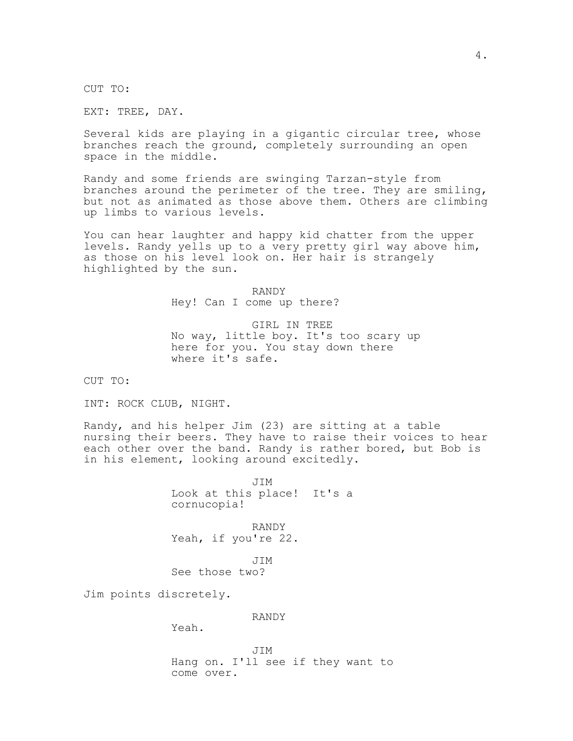CUT TO:

EXT: TREE, DAY.

Several kids are playing in a gigantic circular tree, whose branches reach the ground, completely surrounding an open space in the middle.

Randy and some friends are swinging Tarzan-style from branches around the perimeter of the tree. They are smiling, but not as animated as those above them. Others are climbing up limbs to various levels.

You can hear laughter and happy kid chatter from the upper levels. Randy yells up to a very pretty girl way above him, as those on his level look on. Her hair is strangely highlighted by the sun.

RANDY
Hey! Can I come up there?

GIRL IN TREE
No way, little boy. It's too scary up here for you. You stay down there where it's safe.

CUT TO:

INT: ROCK CLUB, NIGHT.

Randy, and his helper Jim (23) are sitting at a table nursing their beers. They have to raise their voices to hear each other over the band. Randy is rather bored, but Bob is in his element, looking around excitedly.

JIM
Look at this place! It's a cornucopia!

RANDY
Yeah, if you're 22.

JIM
See those two?

Jim points discretely.

RANDY
Yeah.

JIM
Hang on. I'll see if they want to come over.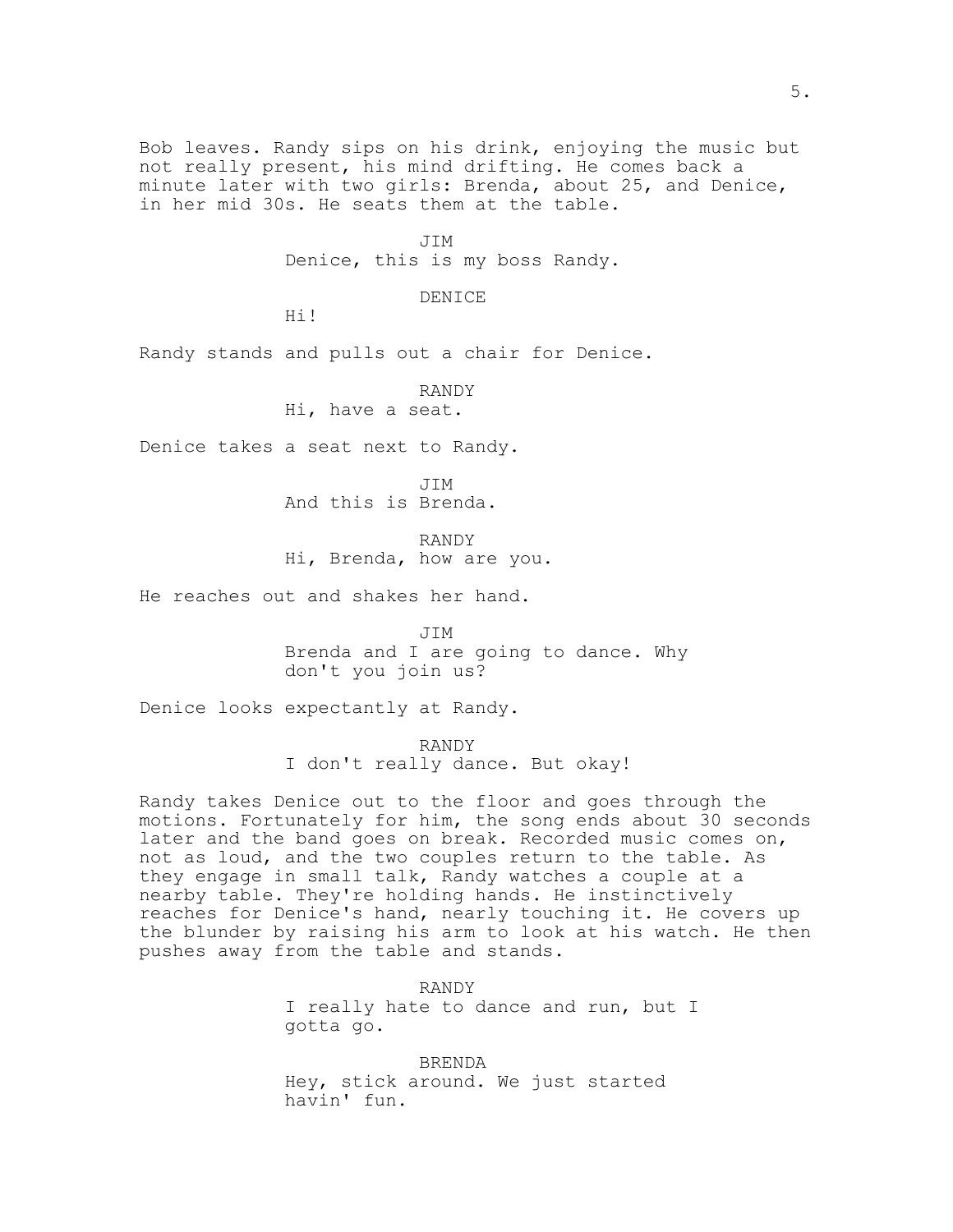Bob leaves. Randy sips on his drink, enjoying the music but not really present, his mind drifting. He comes back a minute later with two girls: Brenda, about 25, and Denice, in her mid 30s. He seats them at the table.

JIM
Denice, this is my boss Randy.

DENICE
Hi!

Randy stands and pulls out a chair for Denice.

RANDY
Hi, have a seat.

Denice takes a seat next to Randy.

JIM
And this is Brenda.

RANDY
Hi, Brenda, how are you.

He reaches out and shakes her hand.

JIM
Brenda and I are going to dance. Why don't you join us?

Denice looks expectantly at Randy.

RANDY
I don't really dance. But okay!

Randy takes Denice out to the floor and goes through the motions. Fortunately for him, the song ends about 30 seconds later and the band goes on break. Recorded music comes on, not as loud, and the two couples return to the table. As they engage in small talk, Randy watches a couple at a nearby table. They're holding hands. He instinctively reaches for Denice's hand, nearly touching it. He covers up the blunder by raising his arm to look at his watch. He then pushes away from the table and stands.

RANDY
I really hate to dance and run, but I gotta go.

BRENDA
Hey, stick around. We just started havin' fun.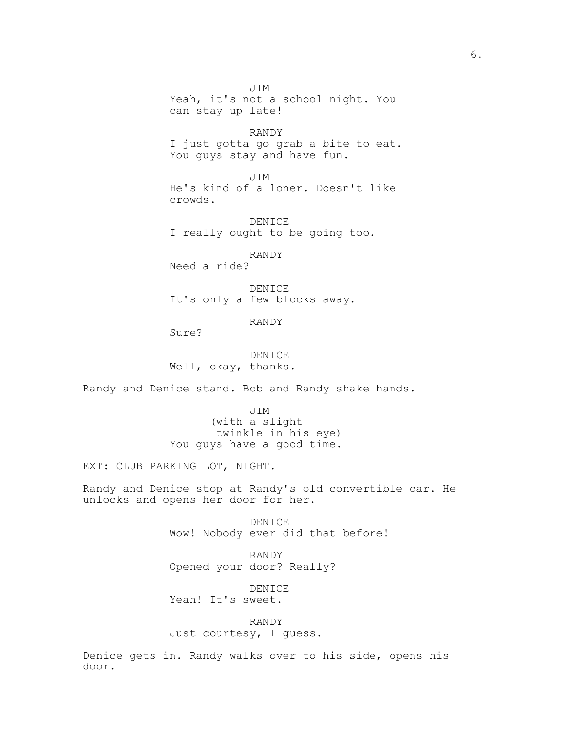JIM
Yeah, it's not a school night. You can stay up late!

RANDY
I just gotta go grab a bite to eat. You guys stay and have fun.

JIM
He's kind of a loner. Doesn't like crowds.

DENICE
I really ought to be going too.

RANDY
Need a ride?

DENICE
It's only a few blocks away.

RANDY
Sure?

DENICE
Well, okay, thanks.

Randy and Denice stand. Bob and Randy shake hands.

JIM
(with a slight twinkle in his eye)
You guys have a good time.

EXT: CLUB PARKING LOT, NIGHT.

Randy and Denice stop at Randy's old convertible car. He unlocks and opens her door for her.

DENICE
Wow! Nobody ever did that before!

RANDY
Opened your door? Really?

DENICE
Yeah! It's sweet.

RANDY
Just courtesy, I guess.

Denice gets in. Randy walks over to his side, opens his door.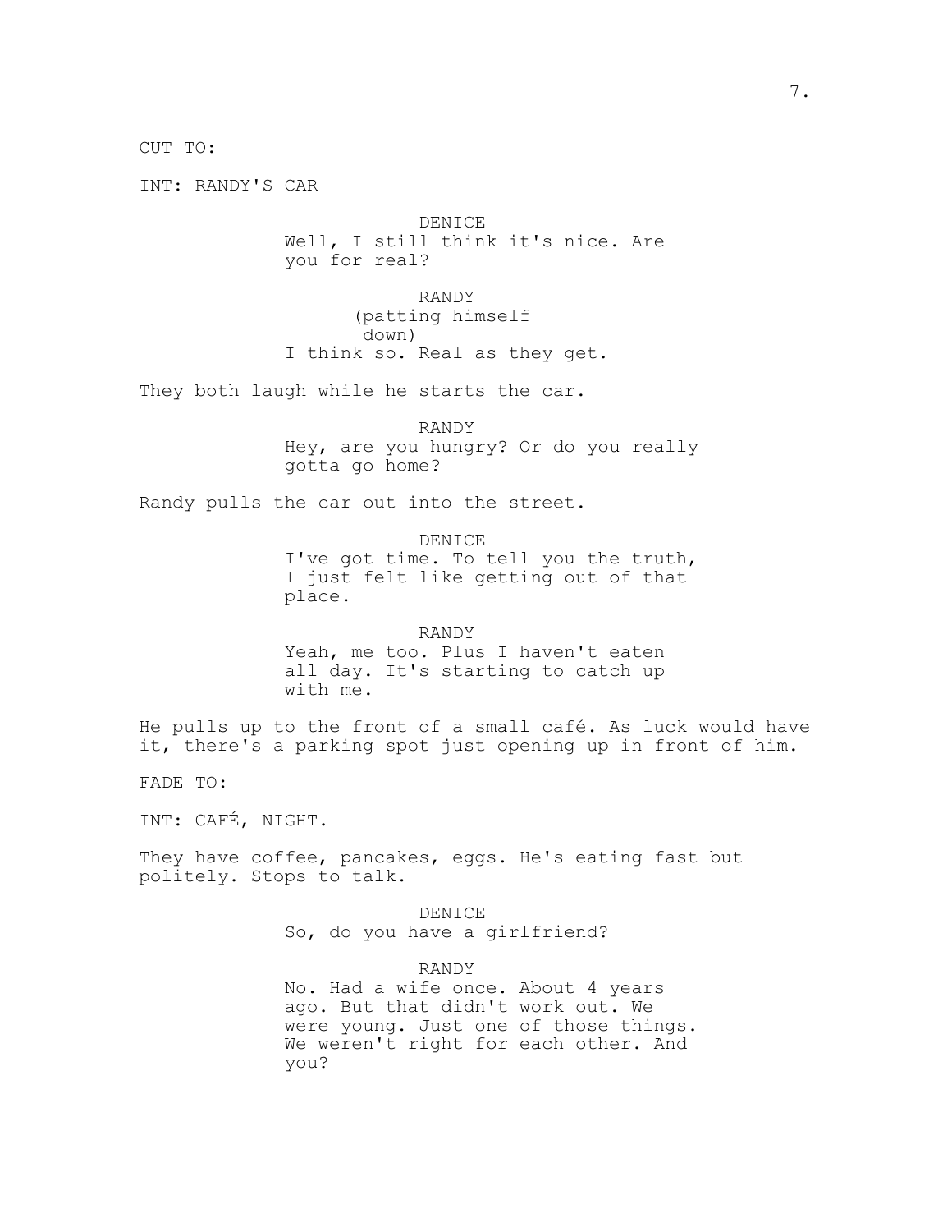CUT TO:

INT: RANDY'S CAR

DENICE
Well, I still think it's nice. Are you for real?

RANDY
(patting himself down)
I think so. Real as they get.

They both laugh while he starts the car.

RANDY
Hey, are you hungry? Or do you really gotta go home?

Randy pulls the car out into the street.

DENICE
I've got time. To tell you the truth, I just felt like getting out of that place.

RANDY
Yeah, me too. Plus I haven't eaten all day. It's starting to catch up with me.

He pulls up to the front of a small café. As luck would have it, there's a parking spot just opening up in front of him.

FADE TO:

INT: CAFÉ, NIGHT.

They have coffee, pancakes, eggs. He's eating fast but politely. Stops to talk.

DENICE
So, do you have a girlfriend?

RANDY
No. Had a wife once. About 4 years ago. But that didn't work out. We were young. Just one of those things. We weren't right for each other. And you?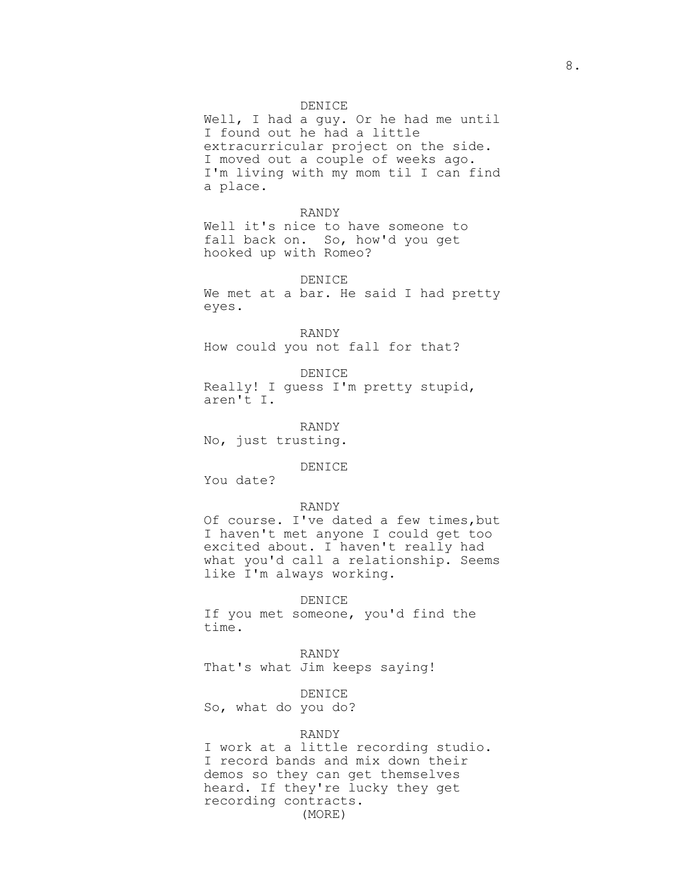DENICE

Well, I had a guy. Or he had me until I found out he had a little extracurricular project on the side. I moved out a couple of weeks ago. I'm living with my mom til I can find a place.

RANDY

Well it's nice to have someone to fall back on. So, how'd you get hooked up with Romeo?

DENICE

We met at a bar. He said I had pretty eyes.

RANDY

How could you not fall for that?

DENICE

Really! I guess I'm pretty stupid, aren't I.

RANDY

No, just trusting.

DENICE

You date?

RANDY

Of course. I've dated a few times,but I haven't met anyone I could get too excited about. I haven't really had what you'd call a relationship. Seems like I'm always working.

DENICE

If you met someone, you'd find the time.

RANDY

That's what Jim keeps saying!

DENICE

So, what do you do?

RANDY

I work at a little recording studio. I record bands and mix down their demos so they can get themselves heard. If they're lucky they get recording contracts.

(MORE)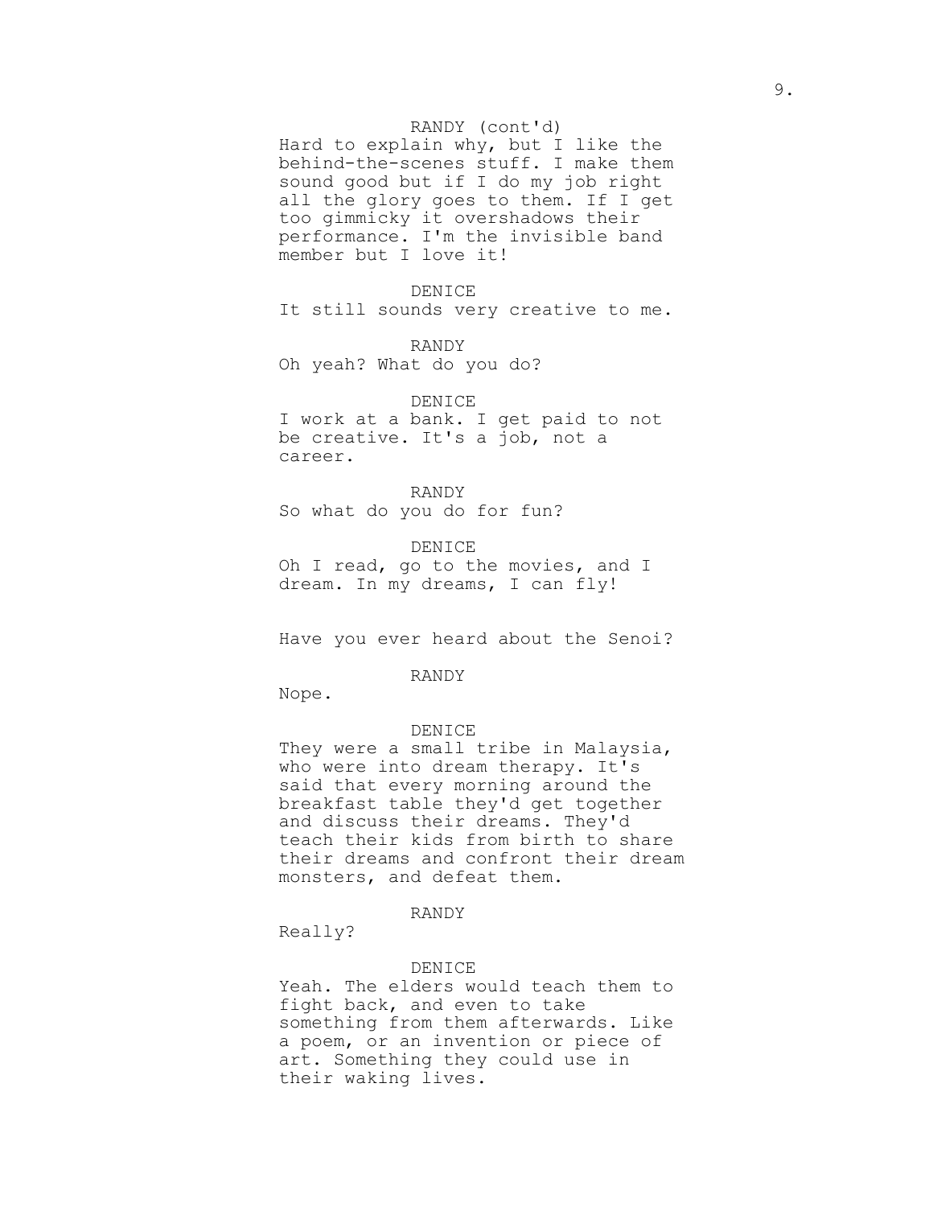RANDY (cont'd)
Hard to explain why, but I like the behind-the-scenes stuff. I make them sound good but if I do my job right all the glory goes to them. If I get too gimmicky it overshadows their performance. I'm the invisible band member but I love it!

DENICE
It still sounds very creative to me.

RANDY
Oh yeah? What do you do?

DENICE
I work at a bank. I get paid to not be creative. It's a job, not a career.

RANDY
So what do you do for fun?

DENICE
Oh I read, go to the movies, and I dream. In my dreams, I can fly!

Have you ever heard about the Senoi?

RANDY
Nope.

DENICE
They were a small tribe in Malaysia, who were into dream therapy. It's said that every morning around the breakfast table they'd get together and discuss their dreams. They'd teach their kids from birth to share their dreams and confront their dream monsters, and defeat them.

RANDY
Really?

DENICE
Yeah. The elders would teach them to fight back, and even to take something from them afterwards. Like a poem, or an invention or piece of art. Something they could use in their waking lives.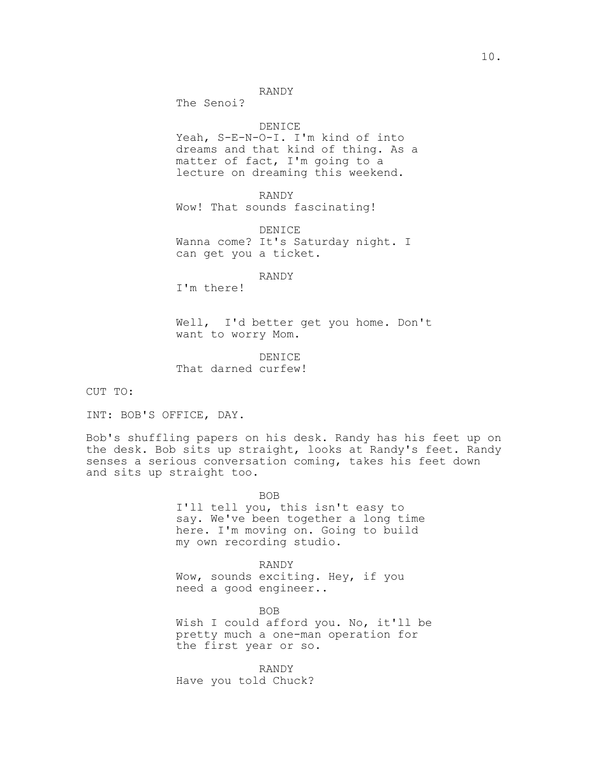RANDY
The Senoi?

DENICE
Yeah, S-E-N-O-I. I'm kind of into dreams and that kind of thing. As a matter of fact, I'm going to a lecture on dreaming this weekend.

RANDY
Wow! That sounds fascinating!

DENICE
Wanna come? It's Saturday night. I can get you a ticket.

RANDY
I'm there!

Well, I'd better get you home. Don't want to worry Mom.

DENICE
That darned curfew!

CUT TO:

INT: BOB'S OFFICE, DAY.

Bob's shuffling papers on his desk. Randy has his feet up on the desk. Bob sits up straight, looks at Randy's feet. Randy senses a serious conversation coming, takes his feet down and sits up straight too.

BOB
I'll tell you, this isn't easy to say. We've been together a long time here. I'm moving on. Going to build my own recording studio.

RANDY
Wow, sounds exciting. Hey, if you need a good engineer..

BOB
Wish I could afford you. No, it'll be pretty much a one-man operation for the first year or so.

RANDY
Have you told Chuck?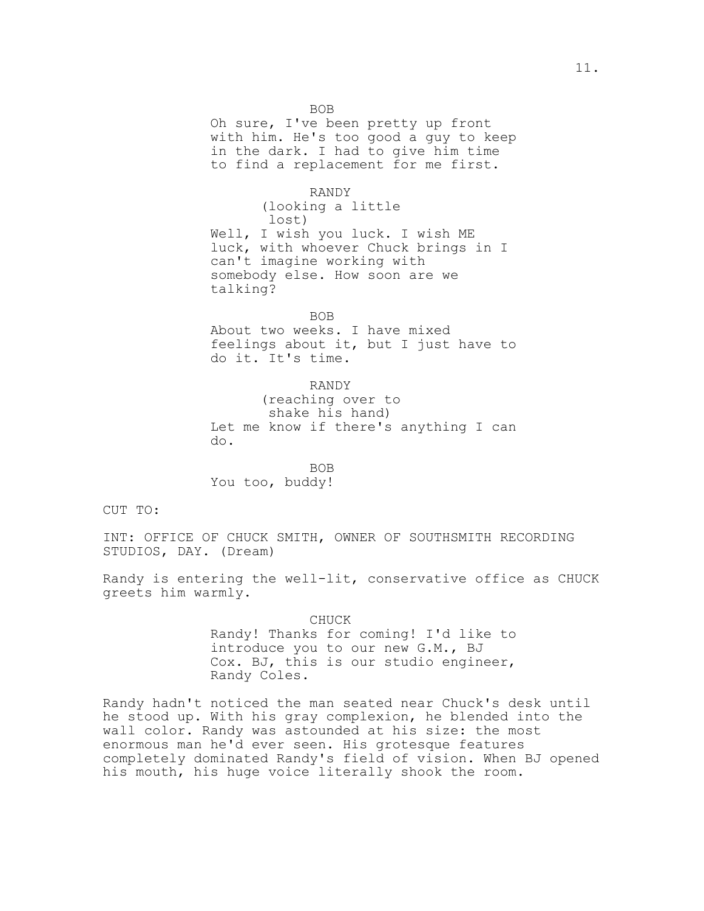BOB

Oh sure, I've been pretty up front with him. He's too good a guy to keep in the dark. I had to give him time to find a replacement for me first.

RANDY

(looking a little lost)

Well, I wish you luck. I wish ME luck, with whoever Chuck brings in I can't imagine working with somebody else. How soon are we talking?

BOB

About two weeks. I have mixed feelings about it, but I just have to do it. It's time.

RANDY

(reaching over to shake his hand)

Let me know if there's anything I can do.

BOB

You too, buddy!

CUT TO:

INT: OFFICE OF CHUCK SMITH, OWNER OF SOUTHSMITH RECORDING STUDIOS, DAY. (Dream)

Randy is entering the well-lit, conservative office as CHUCK greets him warmly.

CHUCK

Randy! Thanks for coming! I'd like to introduce you to our new G.M., BJ Cox. BJ, this is our studio engineer, Randy Coles.

Randy hadn't noticed the man seated near Chuck's desk until he stood up. With his gray complexion, he blended into the wall color. Randy was astounded at his size: the most enormous man he'd ever seen. His grotesque features completely dominated Randy's field of vision. When BJ opened his mouth, his huge voice literally shook the room.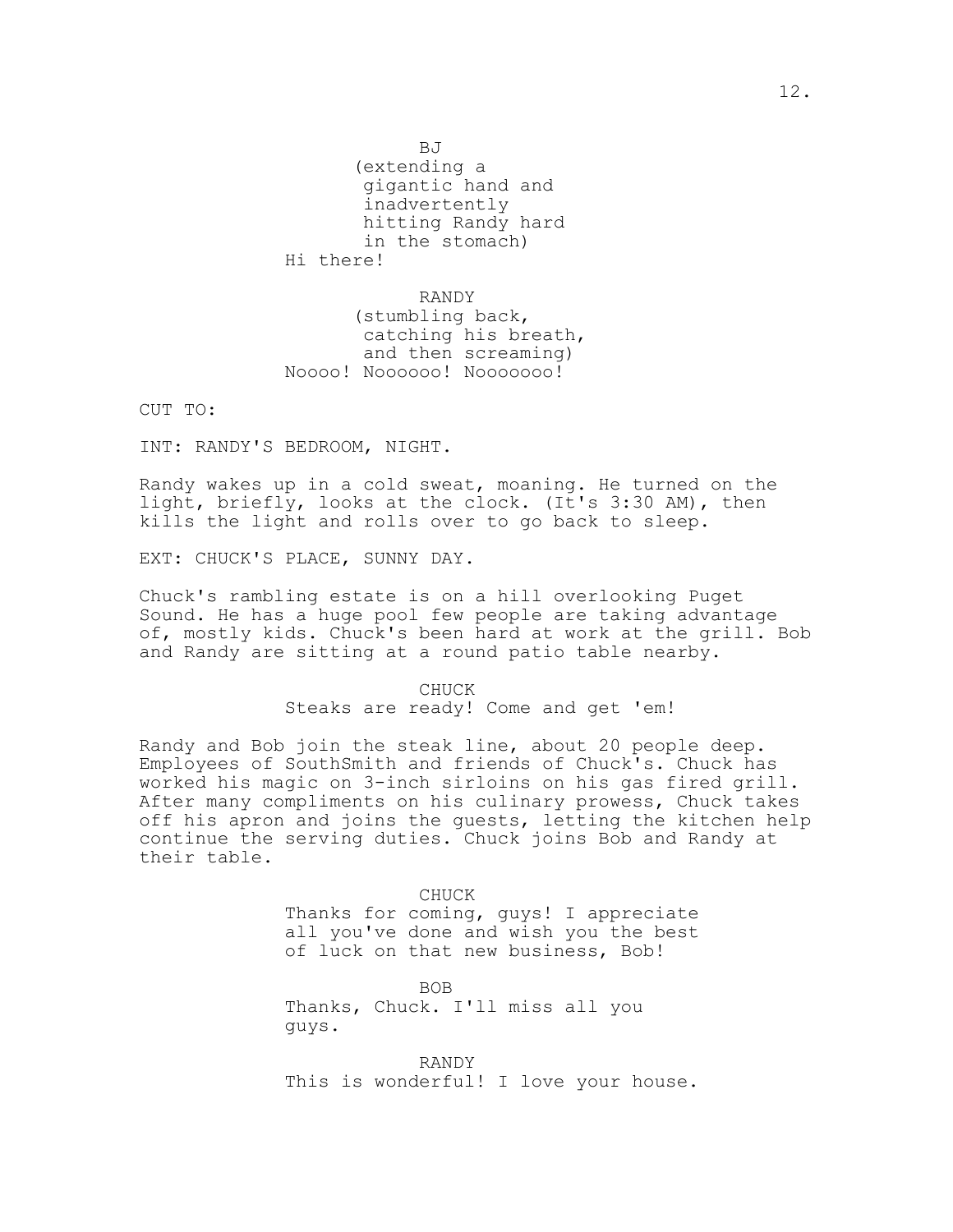BJ

(extending a gigantic hand and inadvertently hitting Randy hard in the stomach)

Hi there!

RANDY

(stumbling back, catching his breath, and then screaming)

Noooo! Noooooo! Nooooooo!

CUT TO:

INT: RANDY'S BEDROOM, NIGHT.

Randy wakes up in a cold sweat, moaning. He turned on the light, briefly, looks at the clock. (It's 3:30 AM), then kills the light and rolls over to go back to sleep.

EXT: CHUCK'S PLACE, SUNNY DAY.

Chuck's rambling estate is on a hill overlooking Puget Sound. He has a huge pool few people are taking advantage of, mostly kids. Chuck's been hard at work at the grill. Bob and Randy are sitting at a round patio table nearby.

CHUCK

Steaks are ready! Come and get 'em!

Randy and Bob join the steak line, about 20 people deep. Employees of SouthSmith and friends of Chuck's. Chuck has worked his magic on 3-inch sirloins on his gas fired grill. After many compliments on his culinary prowess, Chuck takes off his apron and joins the guests, letting the kitchen help continue the serving duties. Chuck joins Bob and Randy at their table.

CHUCK

Thanks for coming, guys! I appreciate all you've done and wish you the best of luck on that new business, Bob!

BOB

Thanks, Chuck. I'll miss all you guys.

RANDY

This is wonderful! I love your house.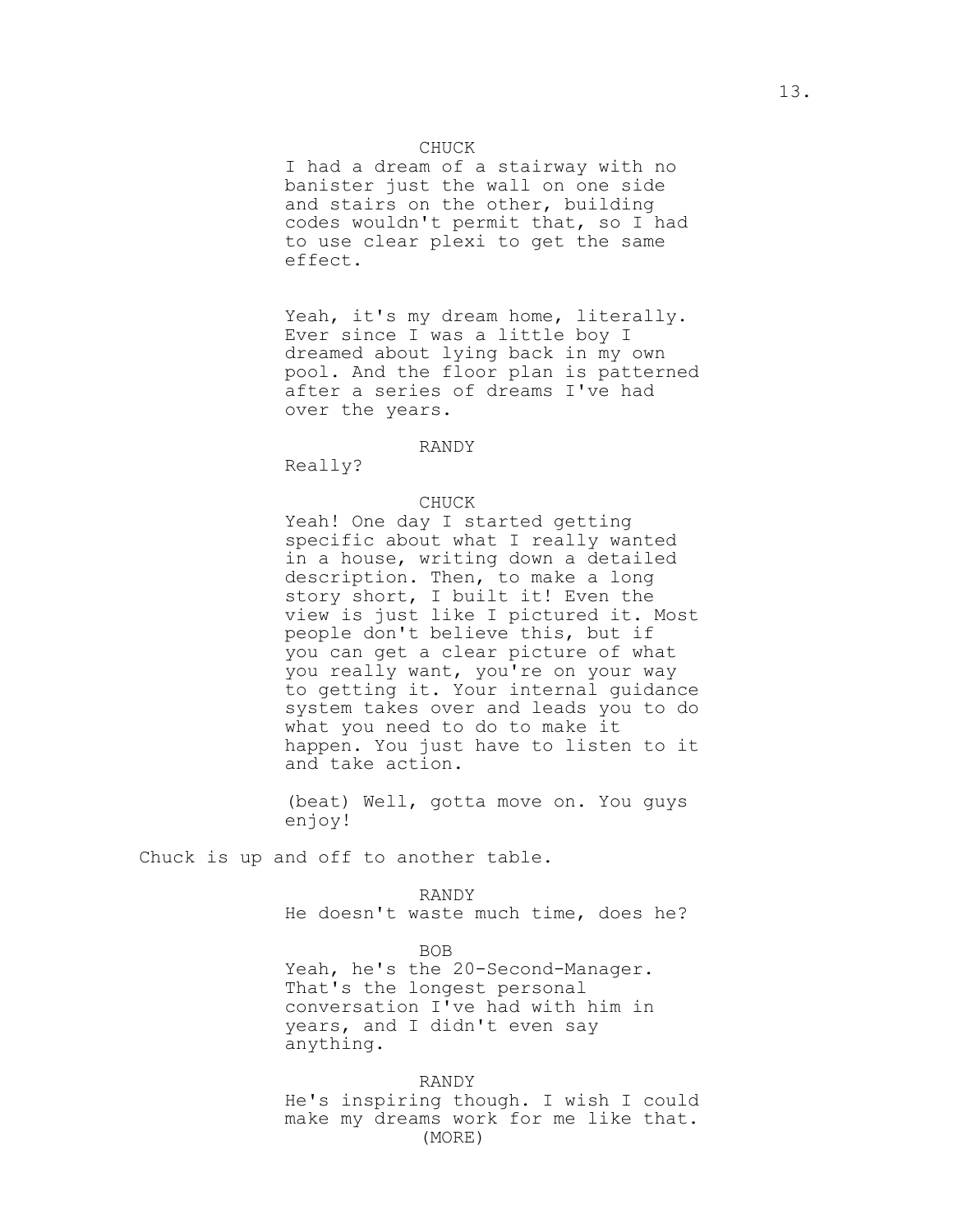CHUCK

I had a dream of a stairway with no banister just the wall on one side and stairs on the other, building codes wouldn't permit that, so I had to use clear plexi to get the same effect.

Yeah, it's my dream home, literally. Ever since I was a little boy I dreamed about lying back in my own pool. And the floor plan is patterned after a series of dreams I've had over the years.

RANDY

Really?

CHUCK

Yeah! One day I started getting specific about what I really wanted in a house, writing down a detailed description. Then, to make a long story short, I built it! Even the view is just like I pictured it. Most people don't believe this, but if you can get a clear picture of what you really want, you're on your way to getting it. Your internal guidance system takes over and leads you to do what you need to do to make it happen. You just have to listen to it and take action.

(beat) Well, gotta move on. You guys enjoy!

Chuck is up and off to another table.

RANDY

He doesn't waste much time, does he?

BOB

Yeah, he's the 20-Second-Manager. That's the longest personal conversation I've had with him in years, and I didn't even say anything.

RANDY

He's inspiring though. I wish I could make my dreams work for me like that.

(MORE)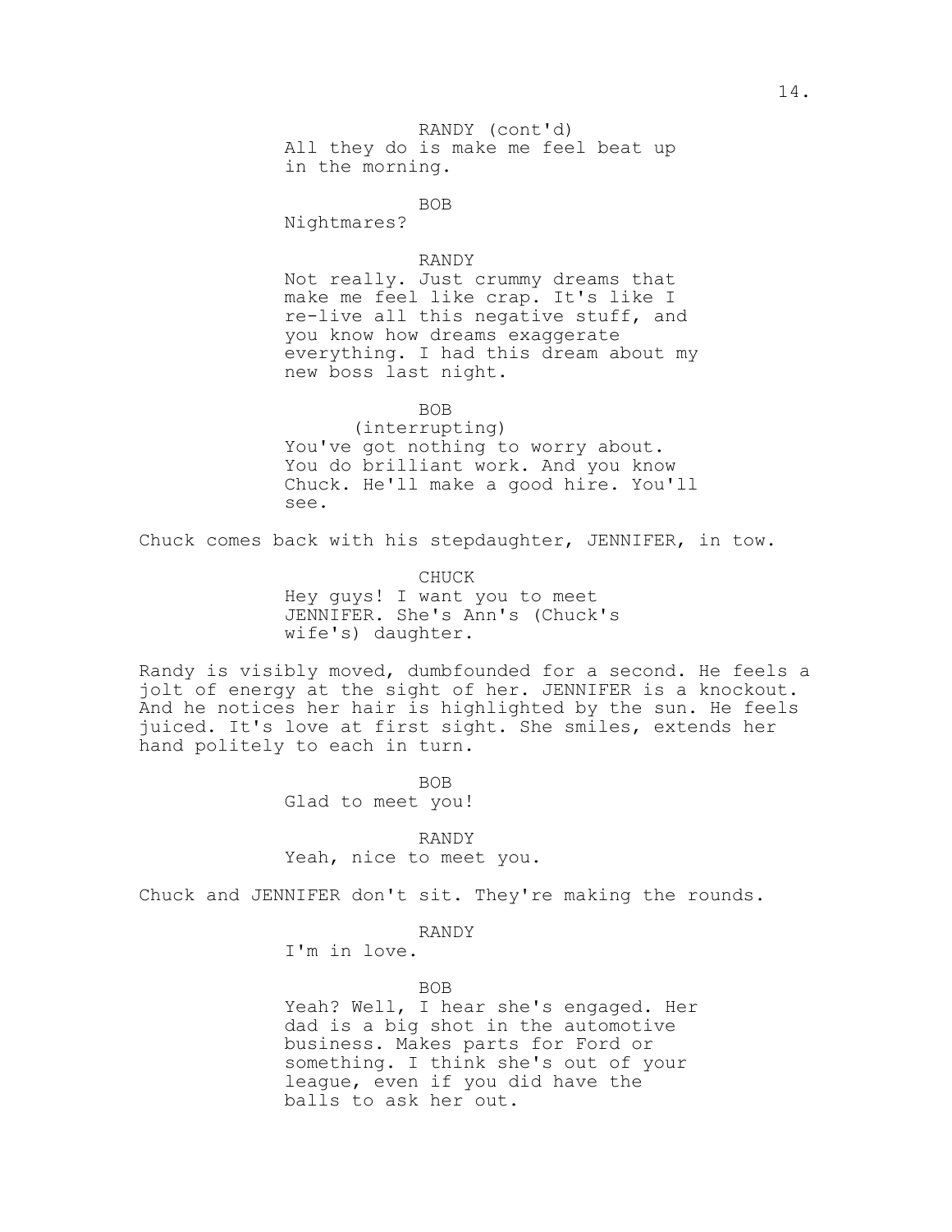RANDY (cont'd)
All they do is make me feel beat up in the morning.

BOB
Nightmares?

RANDY
Not really. Just crummy dreams that make me feel like crap. It's like I re-live all this negative stuff, and you know how dreams exaggerate everything. I had this dream about my new boss last night.

BOB
(interrupting)
You've got nothing to worry about. You do brilliant work. And you know Chuck. He'll make a good hire. You'll see.

Chuck comes back with his stepdaughter, JENNIFER, in tow.

CHUCK
Hey guys! I want you to meet JENNIFER. She's Ann's (Chuck's wife's) daughter.

Randy is visibly moved, dumbfounded for a second. He feels a jolt of energy at the sight of her. JENNIFER is a knockout. And he notices her hair is highlighted by the sun. He feels juiced. It's love at first sight. She smiles, extends her hand politely to each in turn.

BOB
Glad to meet you!

RANDY
Yeah, nice to meet you.

Chuck and JENNIFER don't sit. They're making the rounds.

RANDY
I'm in love.

BOB
Yeah? Well, I hear she's engaged. Her dad is a big shot in the automotive business. Makes parts for Ford or something. I think she's out of your league, even if you did have the balls to ask her out.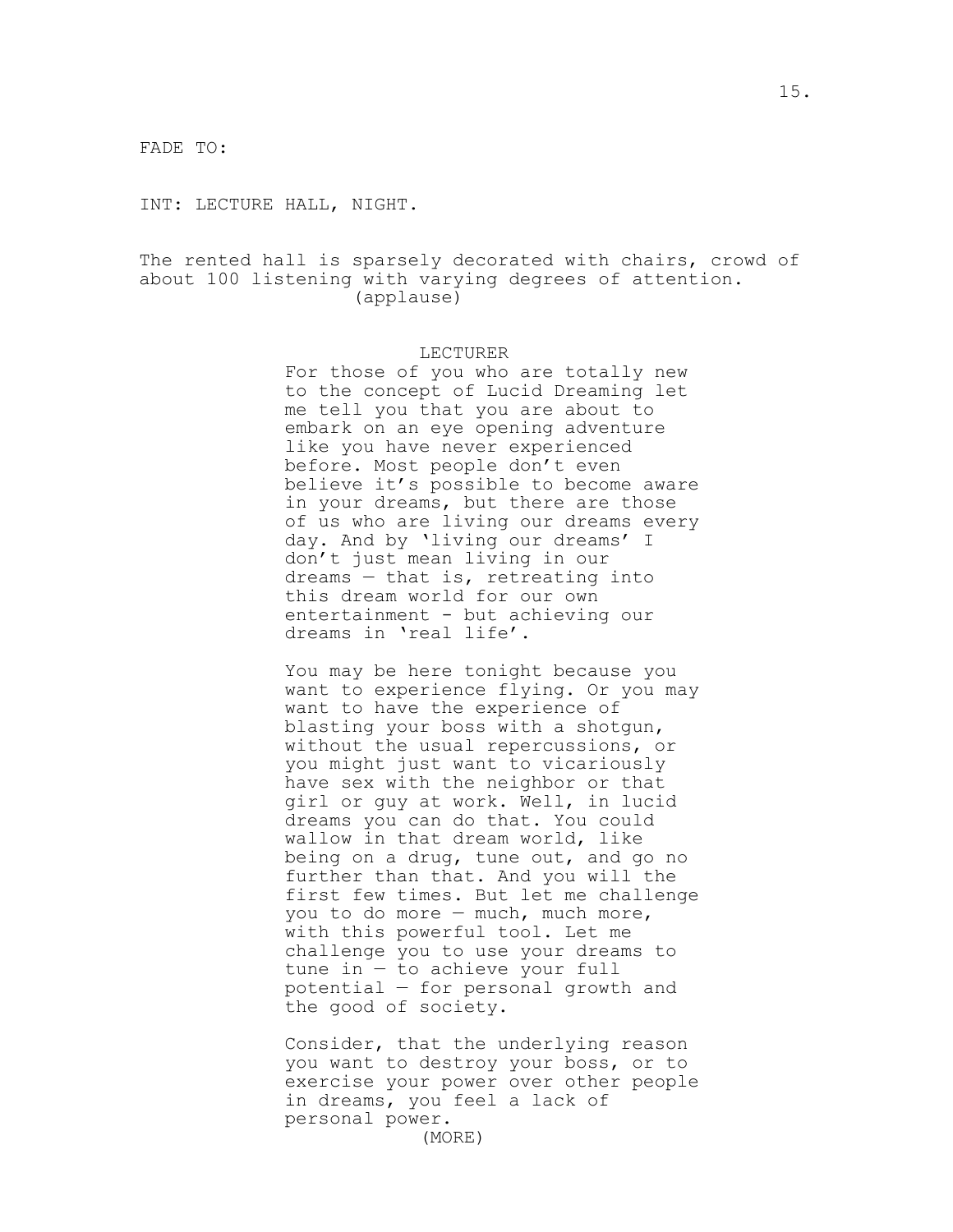FADE TO:

INT: LECTURE HALL, NIGHT.

The rented hall is sparsely decorated with chairs, crowd of about 100 listening with varying degrees of attention.
(applause)

LECTURER

For those of you who are totally new to the concept of Lucid Dreaming let me tell you that you are about to embark on an eye opening adventure like you have never experienced before. Most people don't even believe it's possible to become aware in your dreams, but there are those of us who are living our dreams every day. And by 'living our dreams' I don't just mean living in our dreams — that is, retreating into this dream world for our own entertainment - but achieving our dreams in 'real life'.

You may be here tonight because you want to experience flying. Or you may want to have the experience of blasting your boss with a shotgun, without the usual repercussions, or you might just want to vicariously have sex with the neighbor or that girl or guy at work. Well, in lucid dreams you can do that. You could wallow in that dream world, like being on a drug, tune out, and go no further than that. And you will the first few times. But let me challenge you to do more — much, much more, with this powerful tool. Let me challenge you to use your dreams to tune in — to achieve your full potential — for personal growth and the good of society.

Consider, that the underlying reason you want to destroy your boss, or to exercise your power over other people in dreams, you feel a lack of personal power.

(MORE)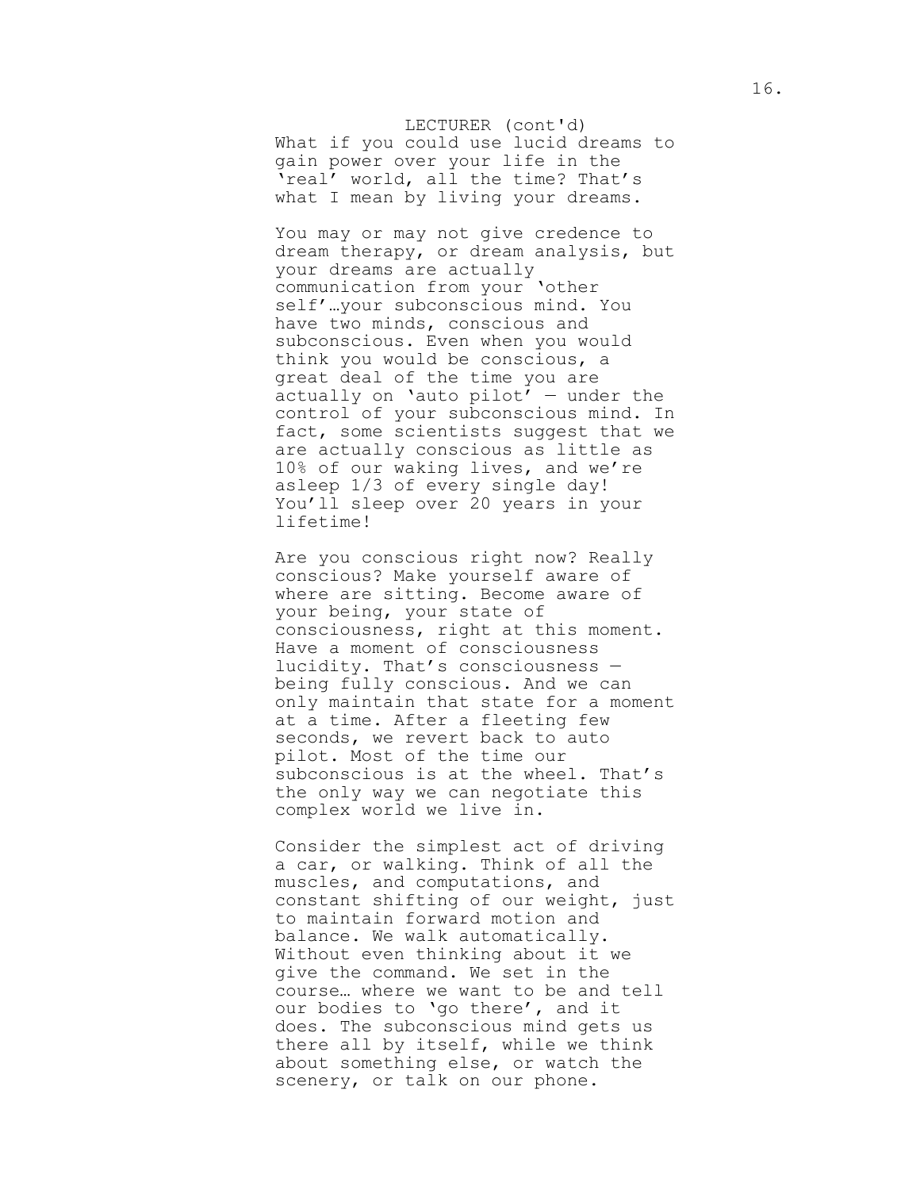LECTURER (cont'd)

What if you could use lucid dreams to gain power over your life in the 'real' world, all the time? That's what I mean by living your dreams.

You may or may not give credence to dream therapy, or dream analysis, but your dreams are actually communication from your 'other self'…your subconscious mind. You have two minds, conscious and subconscious. Even when you would think you would be conscious, a great deal of the time you are actually on 'auto pilot' — under the control of your subconscious mind. In fact, some scientists suggest that we are actually conscious as little as 10% of our waking lives, and we're asleep 1/3 of every single day! You'll sleep over 20 years in your lifetime!

Are you conscious right now? Really conscious? Make yourself aware of where are sitting. Become aware of your being, your state of consciousness, right at this moment. Have a moment of consciousness lucidity. That's consciousness — being fully conscious. And we can only maintain that state for a moment at a time. After a fleeting few seconds, we revert back to auto pilot. Most of the time our subconscious is at the wheel. That's the only way we can negotiate this complex world we live in.

Consider the simplest act of driving a car, or walking. Think of all the muscles, and computations, and constant shifting of our weight, just to maintain forward motion and balance. We walk automatically. Without even thinking about it we give the command. We set in the course… where we want to be and tell our bodies to 'go there', and it does. The subconscious mind gets us there all by itself, while we think about something else, or watch the scenery, or talk on our phone.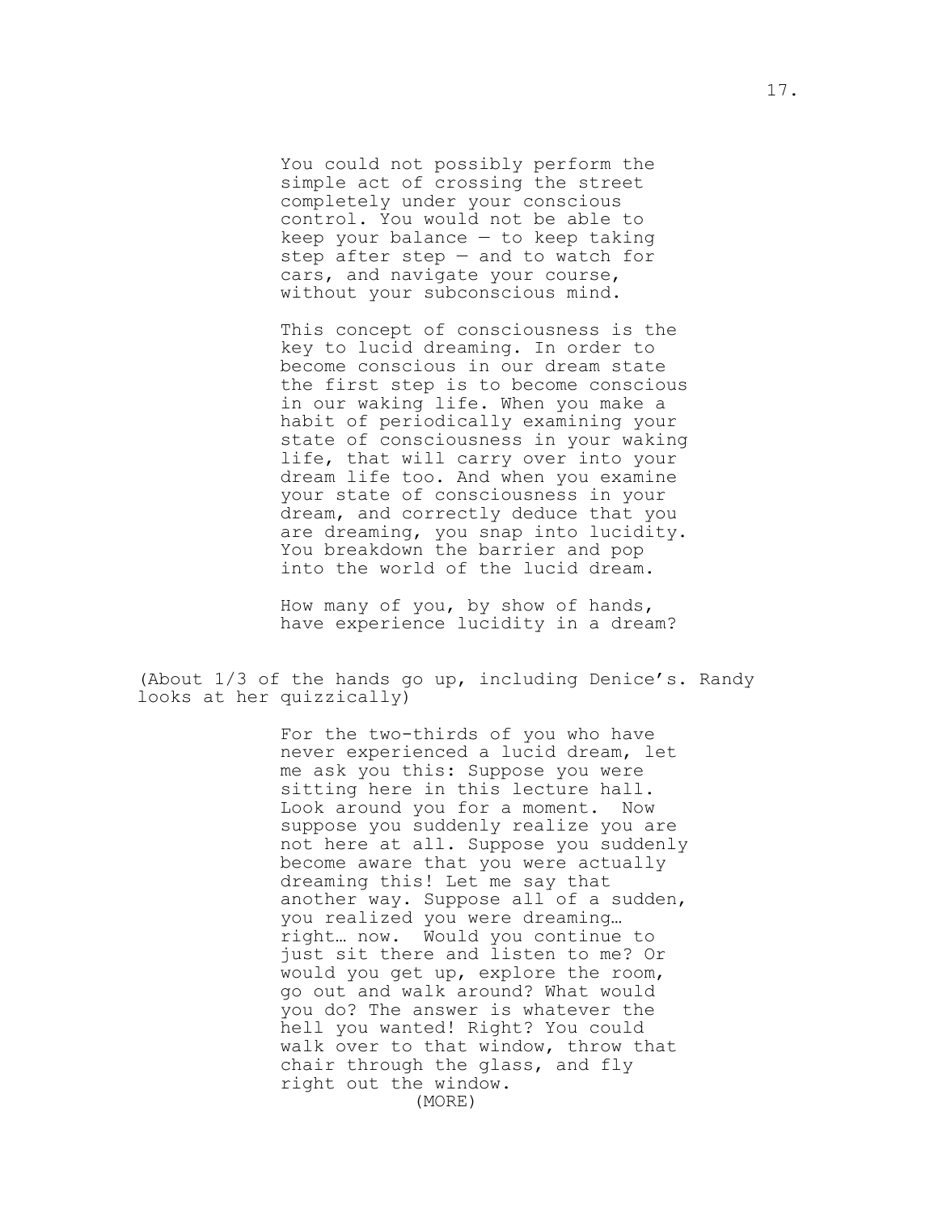You could not possibly perform the simple act of crossing the street completely under your conscious control. You would not be able to keep your balance — to keep taking step after step — and to watch for cars, and navigate your course, without your subconscious mind.

This concept of consciousness is the key to lucid dreaming. In order to become conscious in our dream state the first step is to become conscious in our waking life. When you make a habit of periodically examining your state of consciousness in your waking life, that will carry over into your dream life too. And when you examine your state of consciousness in your dream, and correctly deduce that you are dreaming, you snap into lucidity. You breakdown the barrier and pop into the world of the lucid dream.

How many of you, by show of hands, have experience lucidity in a dream?

(About 1/3 of the hands go up, including Denice's. Randy looks at her quizzically)

For the two-thirds of you who have never experienced a lucid dream, let me ask you this: Suppose you were sitting here in this lecture hall. Look around you for a moment. Now suppose you suddenly realize you are not here at all. Suppose you suddenly become aware that you were actually dreaming this! Let me say that another way. Suppose all of a sudden, you realized you were dreaming… right… now. Would you continue to just sit there and listen to me? Or would you get up, explore the room, go out and walk around? What would you do? The answer is whatever the hell you wanted! Right? You could walk over to that window, throw that chair through the glass, and fly right out the window.

(MORE)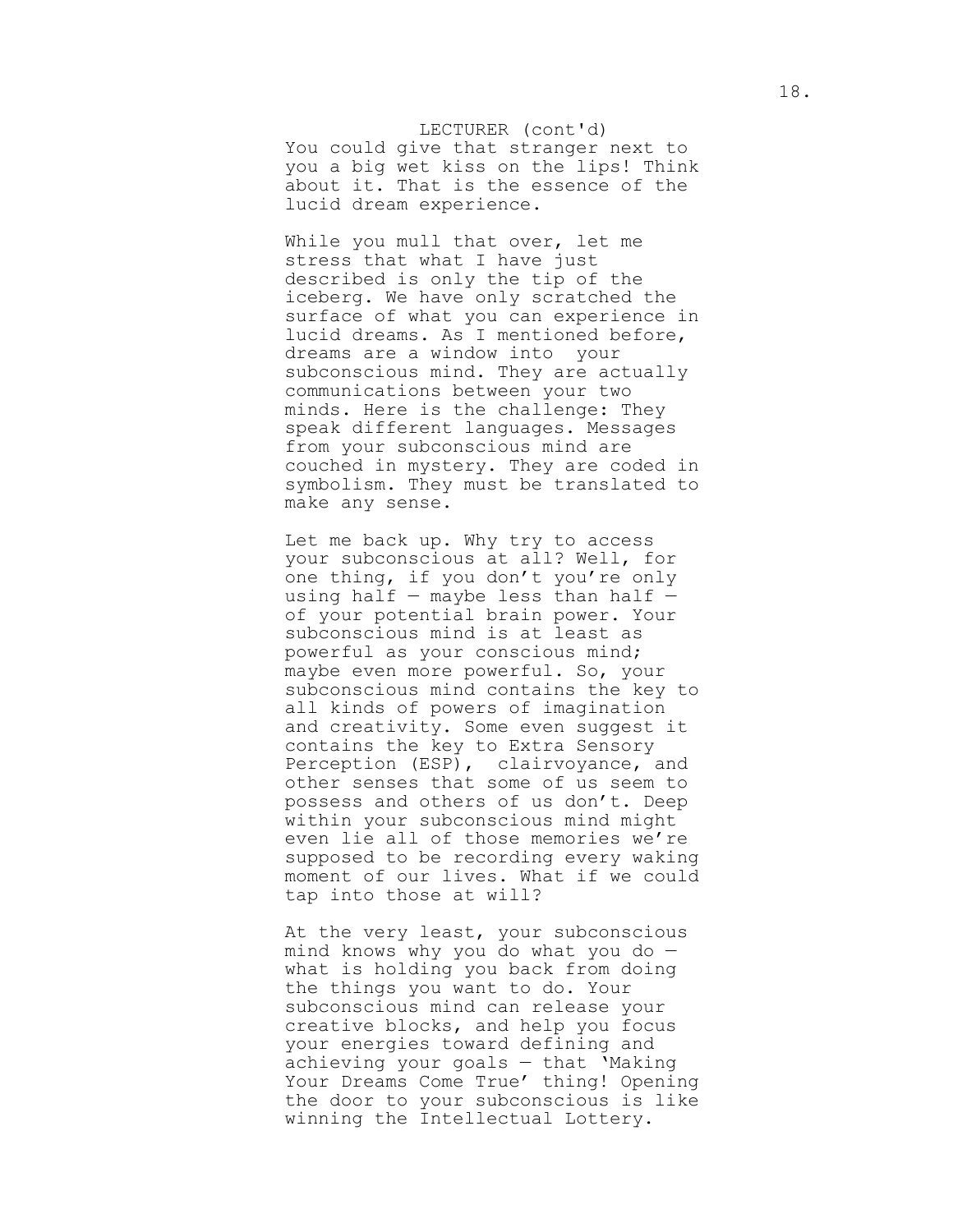LECTURER (cont'd)

You could give that stranger next to you a big wet kiss on the lips! Think about it. That is the essence of the lucid dream experience.

While you mull that over, let me stress that what I have just described is only the tip of the iceberg. We have only scratched the surface of what you can experience in lucid dreams. As I mentioned before, dreams are a window into your subconscious mind. They are actually communications between your two minds. Here is the challenge: They speak different languages. Messages from your subconscious mind are couched in mystery. They are coded in symbolism. They must be translated to make any sense.

Let me back up. Why try to access your subconscious at all? Well, for one thing, if you don't you're only using half — maybe less than half — of your potential brain power. Your subconscious mind is at least as powerful as your conscious mind; maybe even more powerful. So, your subconscious mind contains the key to all kinds of powers of imagination and creativity. Some even suggest it contains the key to Extra Sensory Perception (ESP), clairvoyance, and other senses that some of us seem to possess and others of us don't. Deep within your subconscious mind might even lie all of those memories we're supposed to be recording every waking moment of our lives. What if we could tap into those at will?

At the very least, your subconscious mind knows why you do what you do — what is holding you back from doing the things you want to do. Your subconscious mind can release your creative blocks, and help you focus your energies toward defining and achieving your goals — that 'Making Your Dreams Come True' thing! Opening the door to your subconscious is like winning the Intellectual Lottery.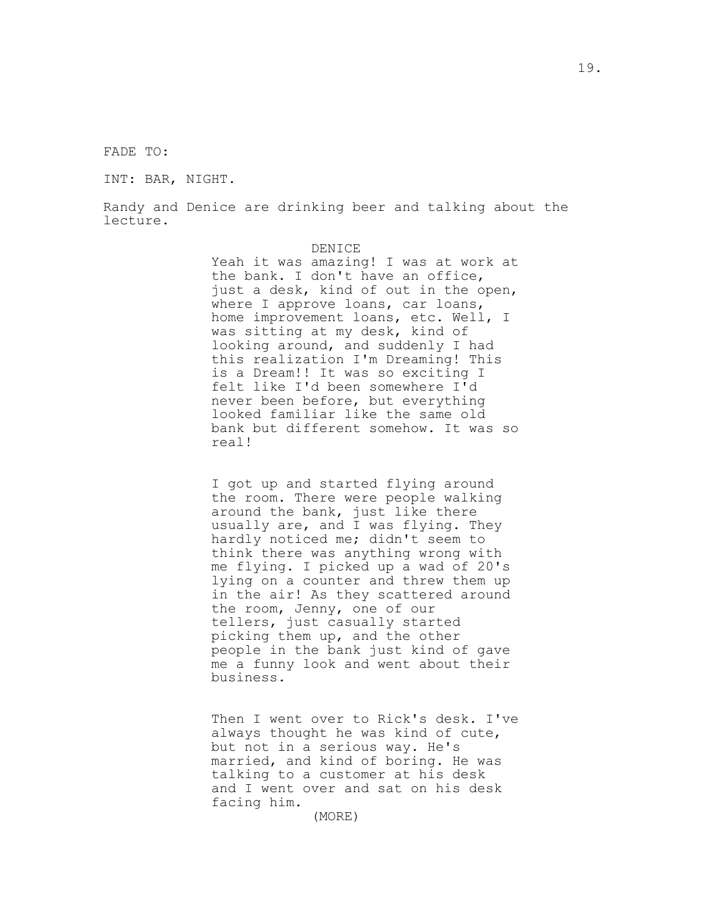FADE TO:

INT: BAR, NIGHT.

Randy and Denice are drinking beer and talking about the lecture.

DENICE

Yeah it was amazing! I was at work at the bank. I don't have an office, just a desk, kind of out in the open, where I approve loans, car loans, home improvement loans, etc. Well, I was sitting at my desk, kind of looking around, and suddenly I had this realization I'm Dreaming! This is a Dream!! It was so exciting I felt like I'd been somewhere I'd never been before, but everything looked familiar like the same old bank but different somehow. It was so real!

I got up and started flying around the room. There were people walking around the bank, just like there usually are, and I was flying. They hardly noticed me; didn't seem to think there was anything wrong with me flying. I picked up a wad of 20's lying on a counter and threw them up in the air! As they scattered around the room, Jenny, one of our tellers, just casually started picking them up, and the other people in the bank just kind of gave me a funny look and went about their business.

Then I went over to Rick's desk. I've always thought he was kind of cute, but not in a serious way. He's married, and kind of boring. He was talking to a customer at his desk and I went over and sat on his desk facing him.

(MORE)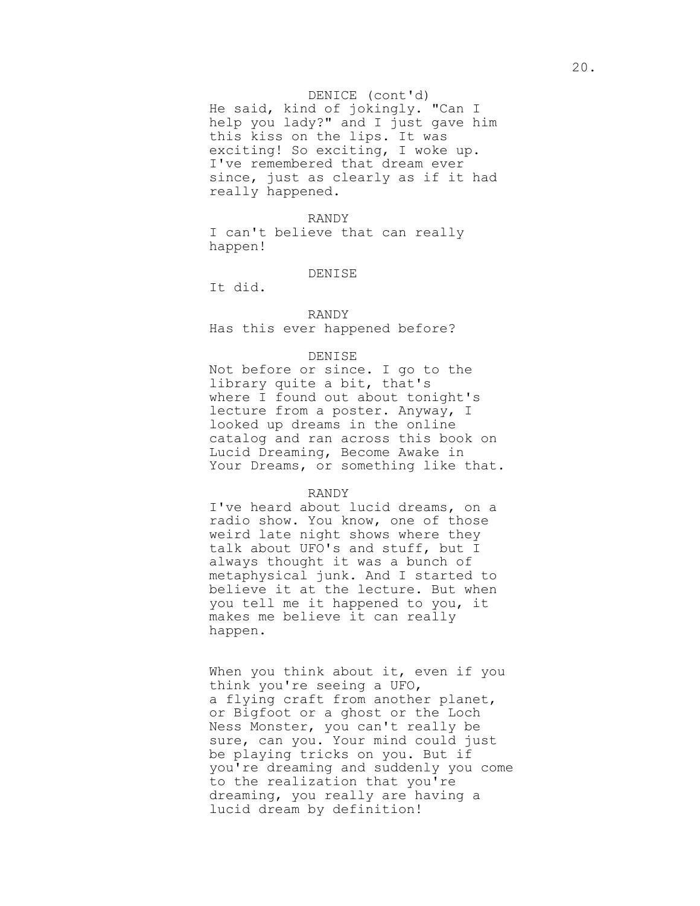DENICE (cont'd)

He said, kind of jokingly. "Can I help you lady?" and I just gave him this kiss on the lips. It was exciting! So exciting, I woke up. I've remembered that dream ever since, just as clearly as if it had really happened.

RANDY

I can't believe that can really happen!

DENISE

It did.

RANDY

Has this ever happened before?

DENISE

Not before or since. I go to the library quite a bit, that's where I found out about tonight's lecture from a poster. Anyway, I looked up dreams in the online catalog and ran across this book on Lucid Dreaming, Become Awake in Your Dreams, or something like that.

RANDY

I've heard about lucid dreams, on a radio show. You know, one of those weird late night shows where they talk about UFO's and stuff, but I always thought it was a bunch of metaphysical junk. And I started to believe it at the lecture. But when you tell me it happened to you, it makes me believe it can really happen.

When you think about it, even if you think you're seeing a UFO, a flying craft from another planet, or Bigfoot or a ghost or the Loch Ness Monster, you can't really be sure, can you. Your mind could just be playing tricks on you. But if you're dreaming and suddenly you come to the realization that you're dreaming, you really are having a lucid dream by definition!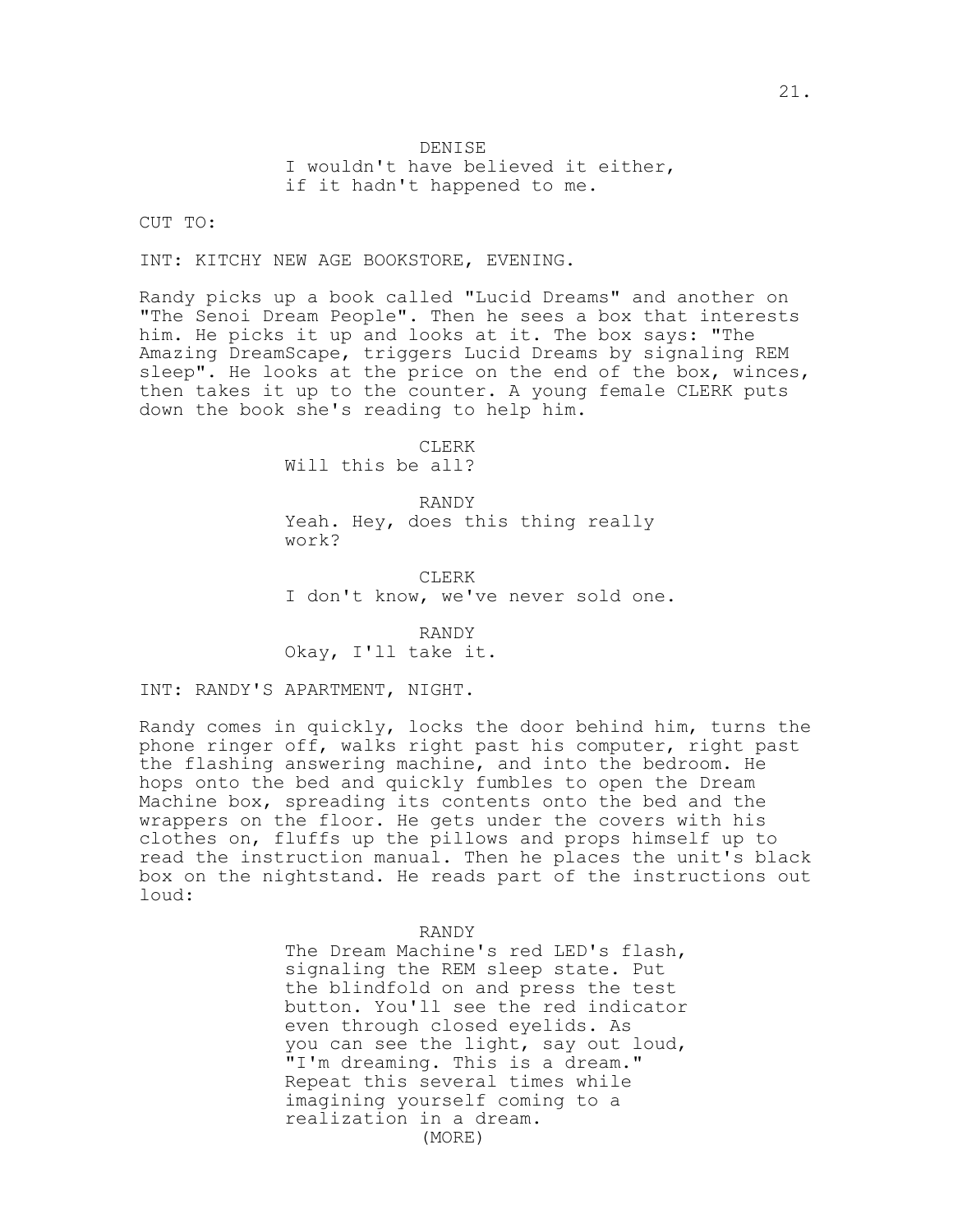DENISE
I wouldn't have believed it either, if it hadn't happened to me.

CUT TO:

INT: KITCHY NEW AGE BOOKSTORE, EVENING.

Randy picks up a book called "Lucid Dreams" and another on "The Senoi Dream People". Then he sees a box that interests him. He picks it up and looks at it. The box says: "The Amazing DreamScape, triggers Lucid Dreams by signaling REM sleep". He looks at the price on the end of the box, winces, then takes it up to the counter. A young female CLERK puts down the book she's reading to help him.

CLERK
Will this be all?

RANDY
Yeah. Hey, does this thing really work?

CLERK
I don't know, we've never sold one.

RANDY
Okay, I'll take it.

INT: RANDY'S APARTMENT, NIGHT.

Randy comes in quickly, locks the door behind him, turns the phone ringer off, walks right past his computer, right past the flashing answering machine, and into the bedroom. He hops onto the bed and quickly fumbles to open the Dream Machine box, spreading its contents onto the bed and the wrappers on the floor. He gets under the covers with his clothes on, fluffs up the pillows and props himself up to read the instruction manual. Then he places the unit's black box on the nightstand. He reads part of the instructions out loud:

RANDY
The Dream Machine's red LED's flash, signaling the REM sleep state. Put the blindfold on and press the test button. You'll see the red indicator even through closed eyelids. As you can see the light, say out loud, "I'm dreaming. This is a dream." Repeat this several times while imagining yourself coming to a realization in a dream.
(MORE)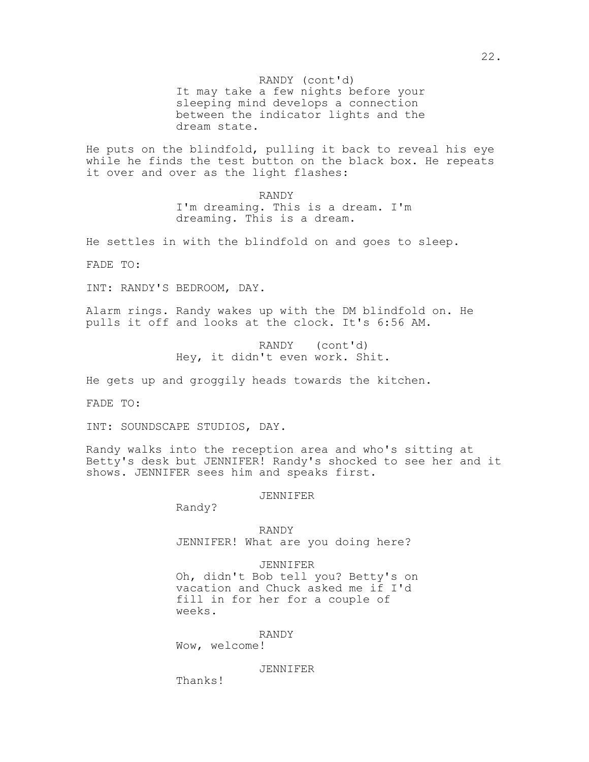RANDY (cont'd)

It may take a few nights before your sleeping mind develops a connection between the indicator lights and the dream state.

He puts on the blindfold, pulling it back to reveal his eye while he finds the test button on the black box. He repeats it over and over as the light flashes:

RANDY

I'm dreaming. This is a dream. I'm dreaming. This is a dream.

He settles in with the blindfold on and goes to sleep.

FADE TO:

INT: RANDY'S BEDROOM, DAY.

Alarm rings. Randy wakes up with the DM blindfold on. He pulls it off and looks at the clock. It's 6:56 AM.

RANDY (cont'd)

Hey, it didn't even work. Shit.

He gets up and groggily heads towards the kitchen.

FADE TO:

INT: SOUNDSCAPE STUDIOS, DAY.

Randy walks into the reception area and who's sitting at Betty's desk but JENNIFER! Randy's shocked to see her and it shows. JENNIFER sees him and speaks first.

JENNIFER

Randy?

RANDY

JENNIFER! What are you doing here?

JENNIFER

Oh, didn't Bob tell you? Betty's on vacation and Chuck asked me if I'd fill in for her for a couple of weeks.

RANDY

Wow, welcome!

JENNIFER

Thanks!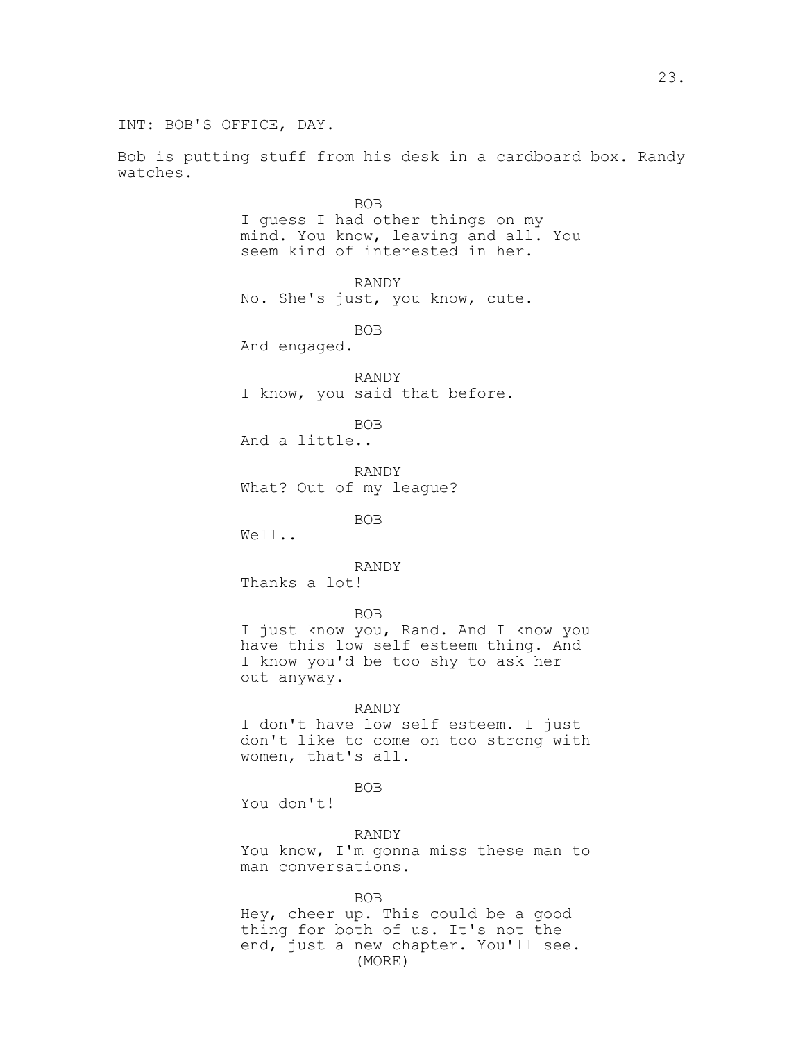INT: BOB'S OFFICE, DAY.

Bob is putting stuff from his desk in a cardboard box. Randy watches.

BOB
I guess I had other things on my mind. You know, leaving and all. You seem kind of interested in her.

RANDY
No. She's just, you know, cute.

BOB
And engaged.

RANDY
I know, you said that before.

BOB
And a little..

RANDY
What? Out of my league?

BOB
Well..

RANDY
Thanks a lot!

BOB
I just know you, Rand. And I know you have this low self esteem thing. And I know you'd be too shy to ask her out anyway.

RANDY
I don't have low self esteem. I just don't like to come on too strong with women, that's all.

BOB
You don't!

RANDY
You know, I'm gonna miss these man to man conversations.

BOB
Hey, cheer up. This could be a good thing for both of us. It's not the end, just a new chapter. You'll see.
(MORE)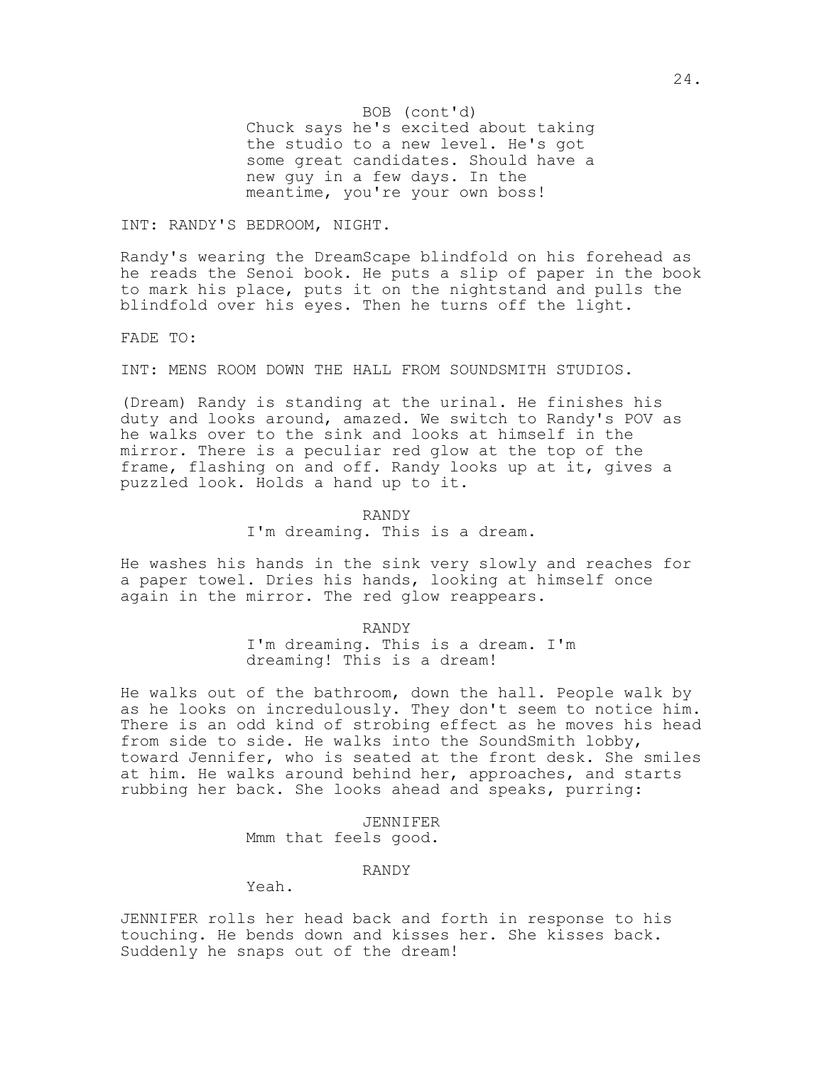BOB (cont'd)
Chuck says he's excited about taking the studio to a new level. He's got some great candidates. Should have a new guy in a few days. In the meantime, you're your own boss!

INT: RANDY'S BEDROOM, NIGHT.

Randy's wearing the DreamScape blindfold on his forehead as he reads the Senoi book. He puts a slip of paper in the book to mark his place, puts it on the nightstand and pulls the blindfold over his eyes. Then he turns off the light.

FADE TO:

INT: MENS ROOM DOWN THE HALL FROM SOUNDSMITH STUDIOS.

(Dream) Randy is standing at the urinal. He finishes his duty and looks around, amazed. We switch to Randy's POV as he walks over to the sink and looks at himself in the mirror. There is a peculiar red glow at the top of the frame, flashing on and off. Randy looks up at it, gives a puzzled look. Holds a hand up to it.

RANDY
I'm dreaming. This is a dream.

He washes his hands in the sink very slowly and reaches for a paper towel. Dries his hands, looking at himself once again in the mirror. The red glow reappears.

RANDY
I'm dreaming. This is a dream. I'm dreaming! This is a dream!

He walks out of the bathroom, down the hall. People walk by as he looks on incredulously. They don't seem to notice him. There is an odd kind of strobing effect as he moves his head from side to side. He walks into the SoundSmith lobby, toward Jennifer, who is seated at the front desk. She smiles at him. He walks around behind her, approaches, and starts rubbing her back. She looks ahead and speaks, purring:

JENNIFER
Mmm that feels good.

RANDY
Yeah.

JENNIFER rolls her head back and forth in response to his touching. He bends down and kisses her. She kisses back. Suddenly he snaps out of the dream!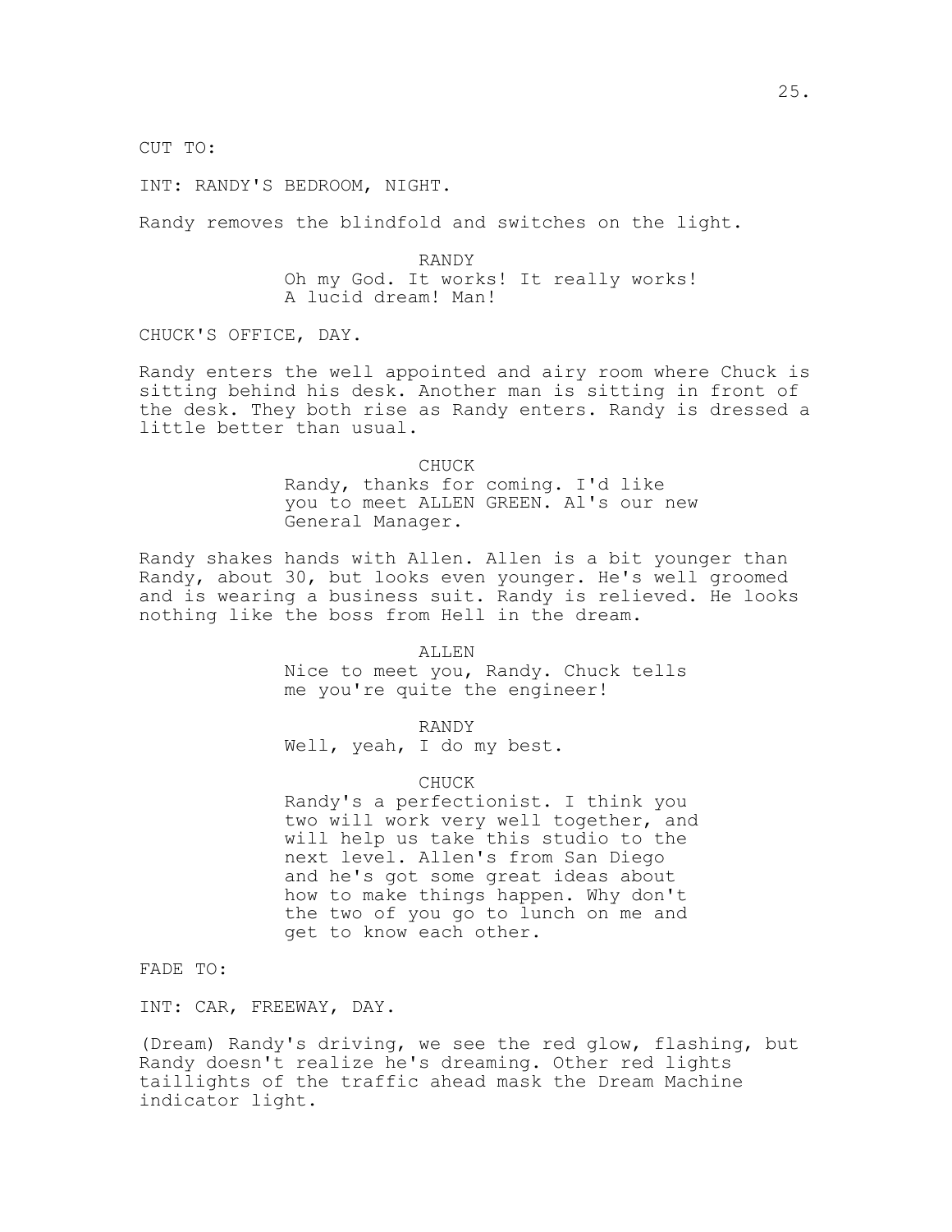CUT TO:

INT: RANDY'S BEDROOM, NIGHT.

Randy removes the blindfold and switches on the light.

RANDY
Oh my God. It works! It really works! A lucid dream! Man!

CHUCK'S OFFICE, DAY.

Randy enters the well appointed and airy room where Chuck is sitting behind his desk. Another man is sitting in front of the desk. They both rise as Randy enters. Randy is dressed a little better than usual.

CHUCK
Randy, thanks for coming. I'd like you to meet ALLEN GREEN. Al's our new General Manager.

Randy shakes hands with Allen. Allen is a bit younger than Randy, about 30, but looks even younger. He's well groomed and is wearing a business suit. Randy is relieved. He looks nothing like the boss from Hell in the dream.

ALLEN
Nice to meet you, Randy. Chuck tells me you're quite the engineer!

RANDY
Well, yeah, I do my best.

CHUCK
Randy's a perfectionist. I think you two will work very well together, and will help us take this studio to the next level. Allen's from San Diego and he's got some great ideas about how to make things happen. Why don't the two of you go to lunch on me and get to know each other.

FADE TO:

INT: CAR, FREEWAY, DAY.

(Dream) Randy's driving, we see the red glow, flashing, but Randy doesn't realize he's dreaming. Other red lights taillights of the traffic ahead mask the Dream Machine indicator light.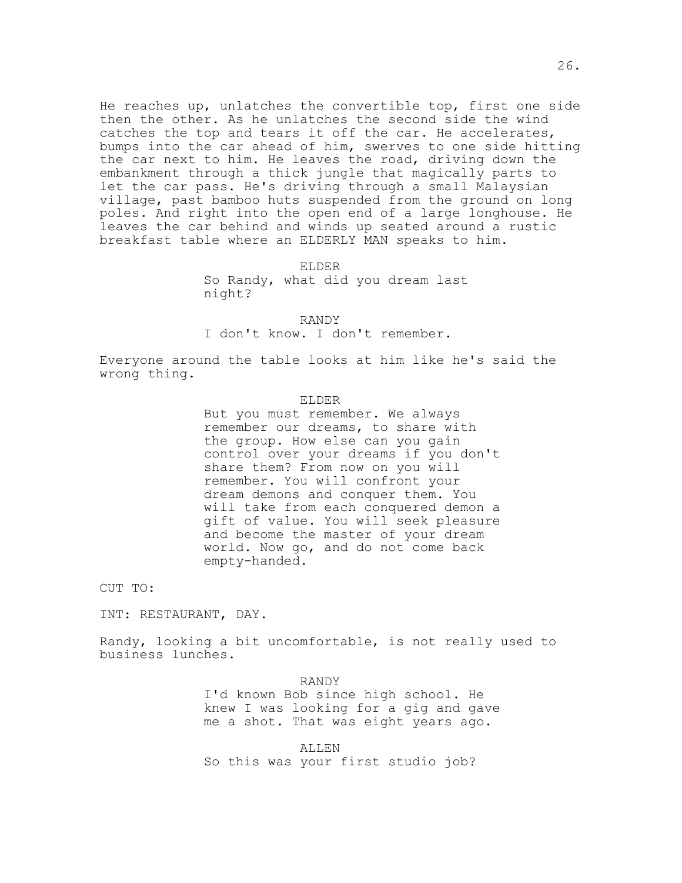He reaches up, unlatches the convertible top, first one side then the other. As he unlatches the second side the wind catches the top and tears it off the car. He accelerates, bumps into the car ahead of him, swerves to one side hitting the car next to him. He leaves the road, driving down the embankment through a thick jungle that magically parts to let the car pass. He's driving through a small Malaysian village, past bamboo huts suspended from the ground on long poles. And right into the open end of a large longhouse. He leaves the car behind and winds up seated around a rustic breakfast table where an ELDERLY MAN speaks to him.

ELDER

So Randy, what did you dream last night?

RANDY

I don't know. I don't remember.

Everyone around the table looks at him like he's said the wrong thing.

ELDER

But you must remember. We always remember our dreams, to share with the group. How else can you gain control over your dreams if you don't share them? From now on you will remember. You will confront your dream demons and conquer them. You will take from each conquered demon a gift of value. You will seek pleasure and become the master of your dream world. Now go, and do not come back empty-handed.

CUT TO:

INT: RESTAURANT, DAY.

Randy, looking a bit uncomfortable, is not really used to business lunches.

RANDY

I'd known Bob since high school. He knew I was looking for a gig and gave me a shot. That was eight years ago.

ALLEN

So this was your first studio job?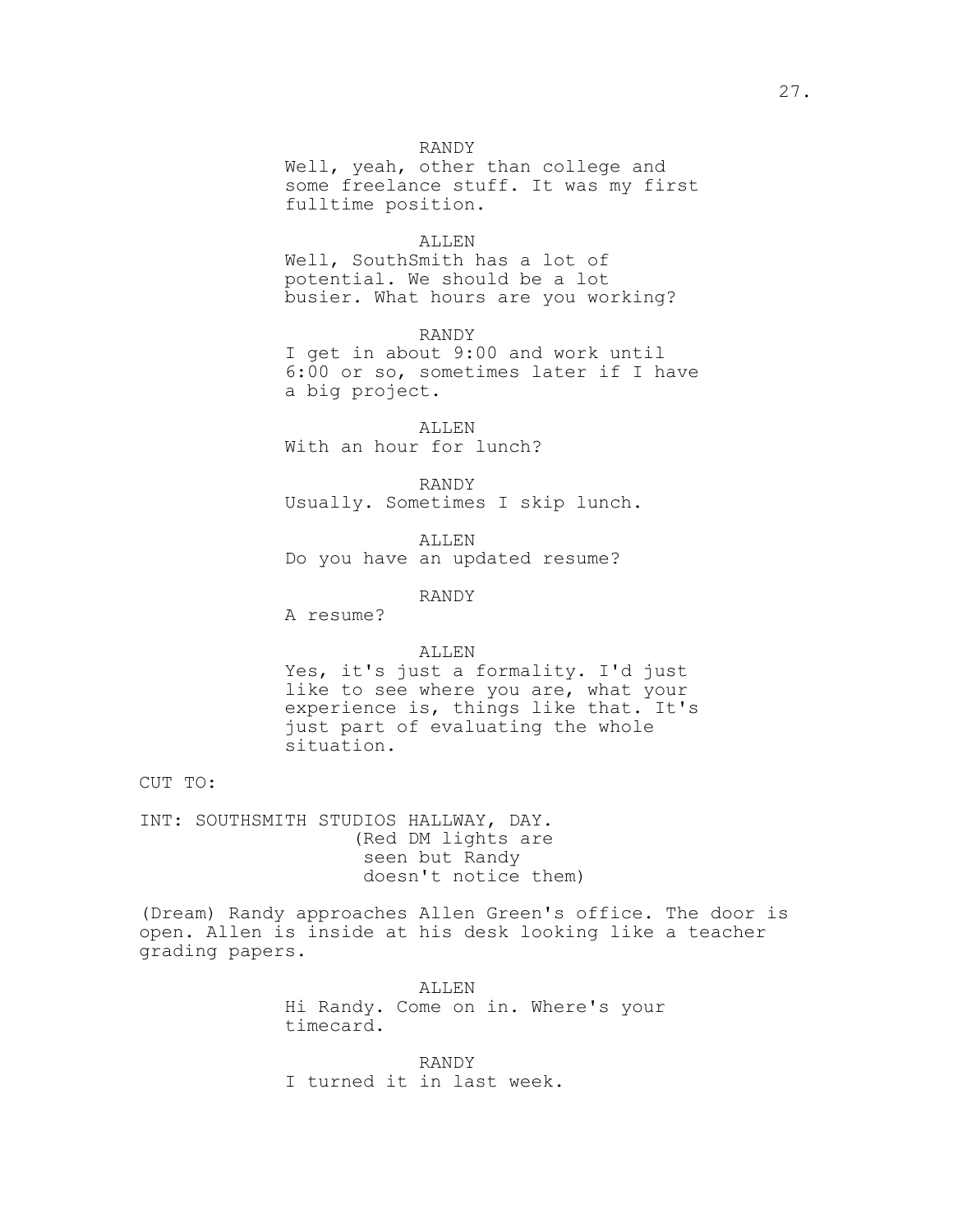RANDY
Well, yeah, other than college and some freelance stuff. It was my first fulltime position.

ALLEN
Well, SouthSmith has a lot of potential. We should be a lot busier. What hours are you working?

RANDY
I get in about 9:00 and work until 6:00 or so, sometimes later if I have a big project.

ALLEN
With an hour for lunch?

RANDY
Usually. Sometimes I skip lunch.

ALLEN
Do you have an updated resume?

RANDY
A resume?

ALLEN
Yes, it's just a formality. I'd just like to see where you are, what your experience is, things like that. It's just part of evaluating the whole situation.

CUT TO:

INT: SOUTHSMITH STUDIOS HALLWAY, DAY.
(Red DM lights are seen but Randy doesn't notice them)

(Dream) Randy approaches Allen Green's office. The door is open. Allen is inside at his desk looking like a teacher grading papers.

ALLEN
Hi Randy. Come on in. Where's your timecard.

RANDY
I turned it in last week.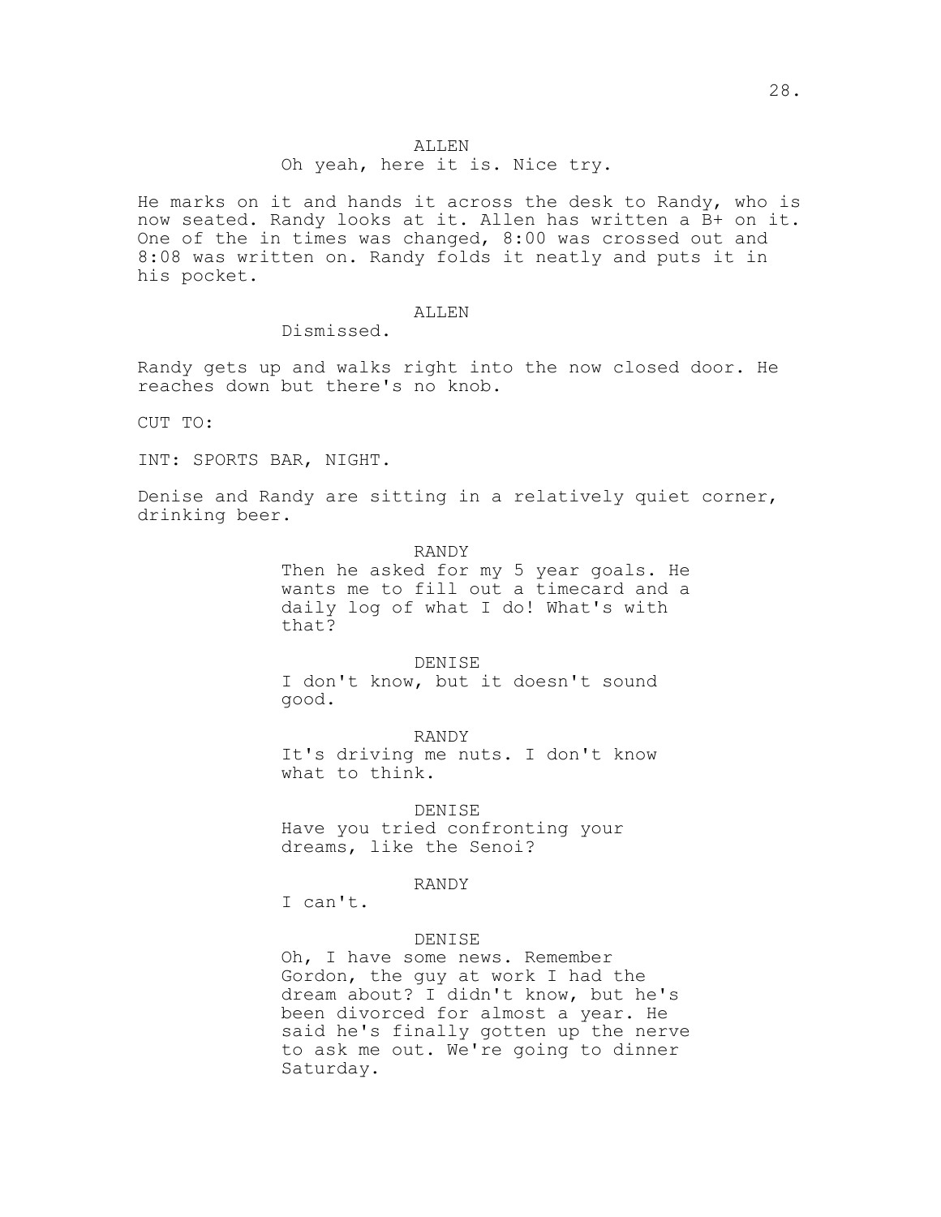ALLEN

Oh yeah, here it is. Nice try.

He marks on it and hands it across the desk to Randy, who is now seated. Randy looks at it. Allen has written a B+ on it. One of the in times was changed, 8:00 was crossed out and 8:08 was written on. Randy folds it neatly and puts it in his pocket.

ALLEN

Dismissed.

Randy gets up and walks right into the now closed door. He reaches down but there's no knob.

CUT TO:

INT: SPORTS BAR, NIGHT.

Denise and Randy are sitting in a relatively quiet corner, drinking beer.

RANDY

Then he asked for my 5 year goals. He wants me to fill out a timecard and a daily log of what I do! What's with that?

DENISE

I don't know, but it doesn't sound good.

RANDY

It's driving me nuts. I don't know what to think.

DENISE

Have you tried confronting your dreams, like the Senoi?

RANDY

I can't.

DENISE

Oh, I have some news. Remember Gordon, the guy at work I had the dream about? I didn't know, but he's been divorced for almost a year. He said he's finally gotten up the nerve to ask me out. We're going to dinner Saturday.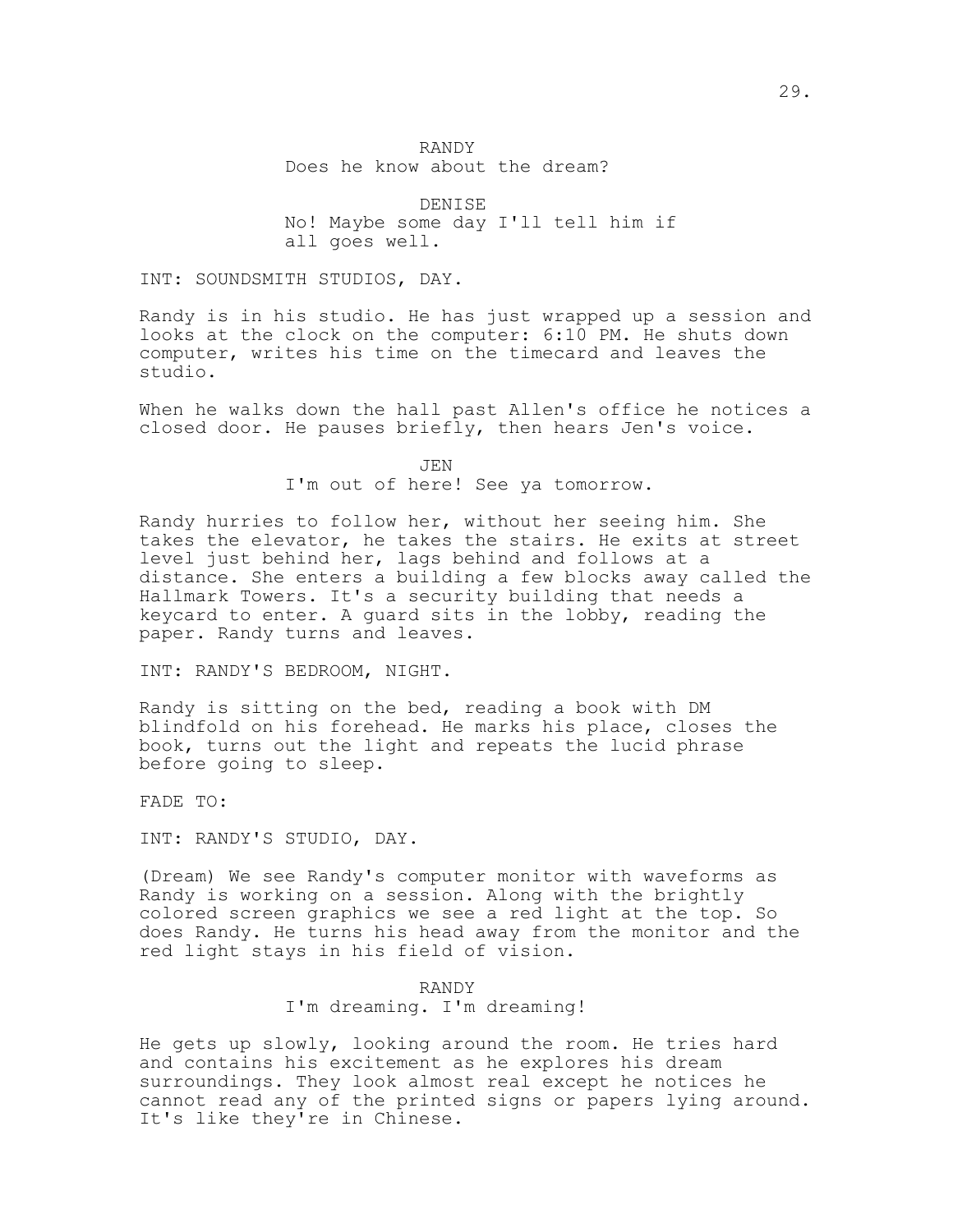RANDY

Does he know about the dream?

DENISE

No! Maybe some day I'll tell him if all goes well.

INT: SOUNDSMITH STUDIOS, DAY.

Randy is in his studio. He has just wrapped up a session and looks at the clock on the computer: 6:10 PM. He shuts down computer, writes his time on the timecard and leaves the studio.

When he walks down the hall past Allen's office he notices a closed door. He pauses briefly, then hears Jen's voice.

JEN

I'm out of here! See ya tomorrow.

Randy hurries to follow her, without her seeing him. She takes the elevator, he takes the stairs. He exits at street level just behind her, lags behind and follows at a distance. She enters a building a few blocks away called the Hallmark Towers. It's a security building that needs a keycard to enter. A guard sits in the lobby, reading the paper. Randy turns and leaves.

INT: RANDY'S BEDROOM, NIGHT.

Randy is sitting on the bed, reading a book with DM blindfold on his forehead. He marks his place, closes the book, turns out the light and repeats the lucid phrase before going to sleep.

FADE TO:

INT: RANDY'S STUDIO, DAY.

(Dream) We see Randy's computer monitor with waveforms as Randy is working on a session. Along with the brightly colored screen graphics we see a red light at the top. So does Randy. He turns his head away from the monitor and the red light stays in his field of vision.

RANDY

I'm dreaming. I'm dreaming!

He gets up slowly, looking around the room. He tries hard and contains his excitement as he explores his dream surroundings. They look almost real except he notices he cannot read any of the printed signs or papers lying around. It's like they're in Chinese.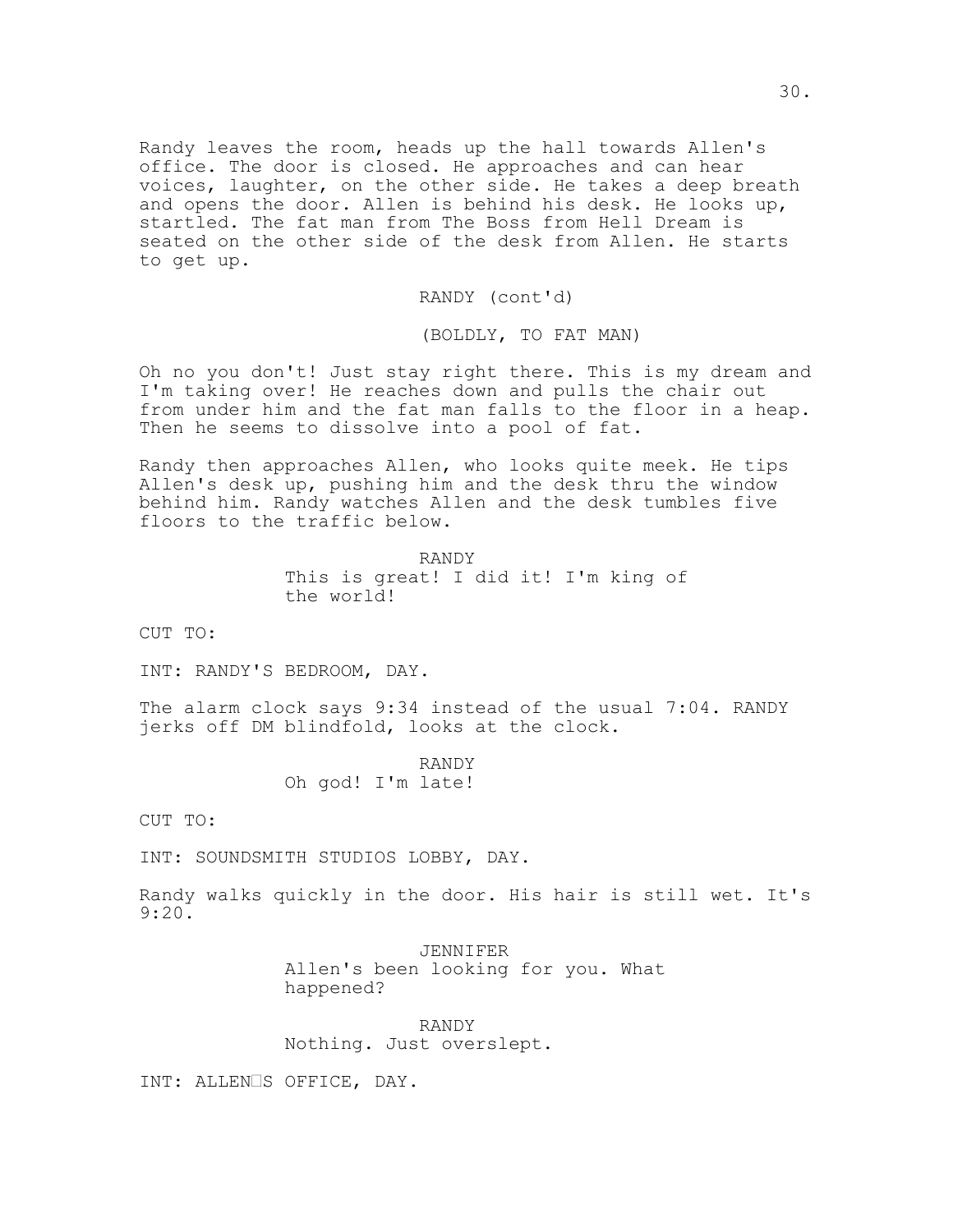Randy leaves the room, heads up the hall towards Allen's office. The door is closed. He approaches and can hear voices, laughter, on the other side. He takes a deep breath and opens the door. Allen is behind his desk. He looks up, startled. The fat man from The Boss from Hell Dream is seated on the other side of the desk from Allen. He starts to get up.

RANDY (cont'd)

(BOLDLY, TO FAT MAN)

Oh no you don't! Just stay right there. This is my dream and I'm taking over! He reaches down and pulls the chair out from under him and the fat man falls to the floor in a heap. Then he seems to dissolve into a pool of fat.

Randy then approaches Allen, who looks quite meek. He tips Allen's desk up, pushing him and the desk thru the window behind him. Randy watches Allen and the desk tumbles five floors to the traffic below.

RANDY
This is great! I did it! I'm king of the world!

CUT TO:

INT: RANDY'S BEDROOM, DAY.

The alarm clock says 9:34 instead of the usual 7:04. RANDY jerks off DM blindfold, looks at the clock.

RANDY
Oh god! I'm late!

CUT TO:

INT: SOUNDSMITH STUDIOS LOBBY, DAY.

Randy walks quickly in the door. His hair is still wet. It's 9:20.

JENNIFER
Allen's been looking for you. What happened?

RANDY
Nothing. Just overslept.

INT: ALLEN□S OFFICE, DAY.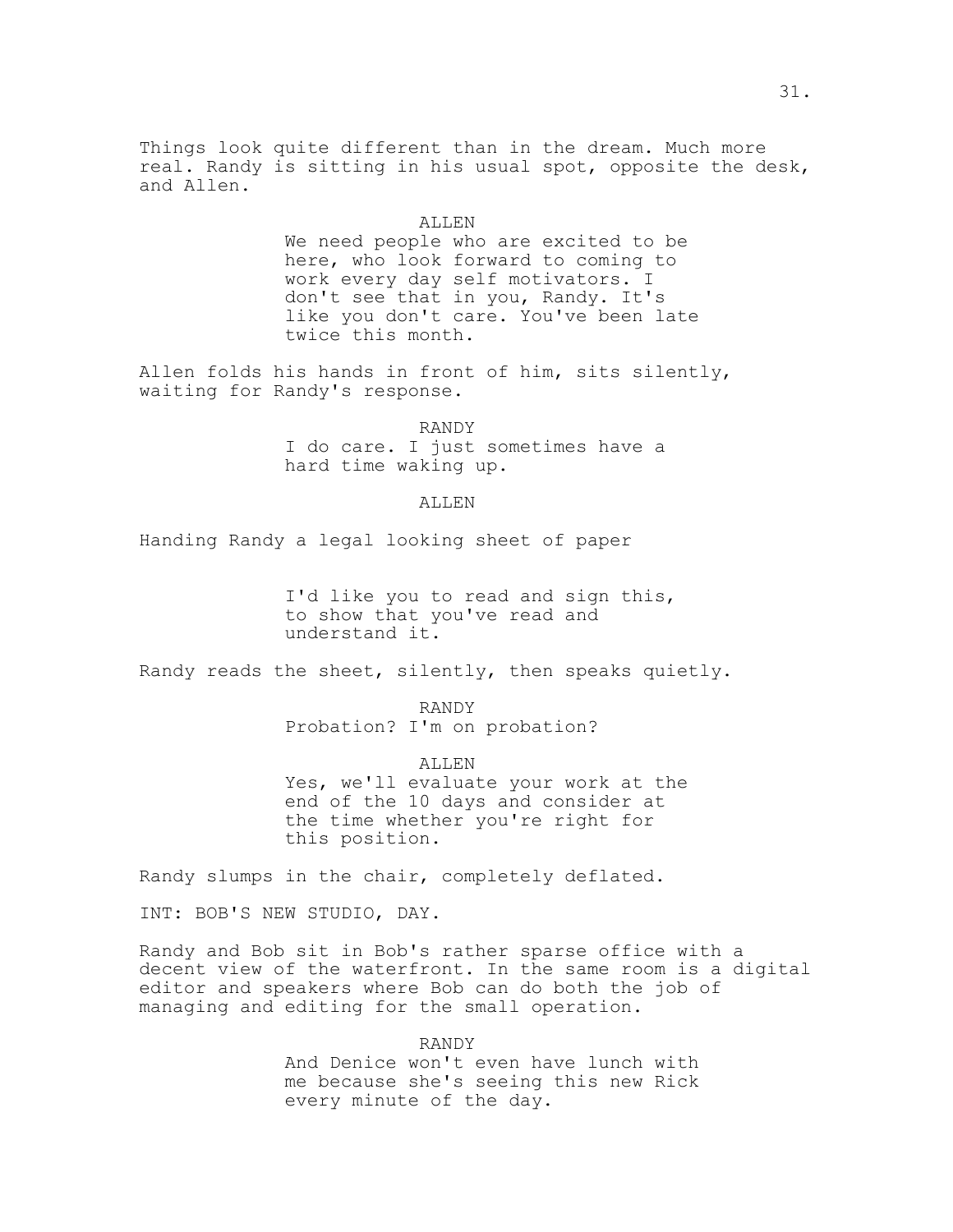Things look quite different than in the dream. Much more real. Randy is sitting in his usual spot, opposite the desk, and Allen.

ALLEN

We need people who are excited to be here, who look forward to coming to work every day self motivators. I don't see that in you, Randy. It's like you don't care. You've been late twice this month.

Allen folds his hands in front of him, sits silently, waiting for Randy's response.

RANDY

I do care. I just sometimes have a hard time waking up.

ALLEN

Handing Randy a legal looking sheet of paper

I'd like you to read and sign this, to show that you've read and understand it.

Randy reads the sheet, silently, then speaks quietly.

RANDY

Probation? I'm on probation?

ALLEN

Yes, we'll evaluate your work at the end of the 10 days and consider at the time whether you're right for this position.

Randy slumps in the chair, completely deflated.

INT: BOB'S NEW STUDIO, DAY.

Randy and Bob sit in Bob's rather sparse office with a decent view of the waterfront. In the same room is a digital editor and speakers where Bob can do both the job of managing and editing for the small operation.

RANDY

And Denice won't even have lunch with me because she's seeing this new Rick every minute of the day.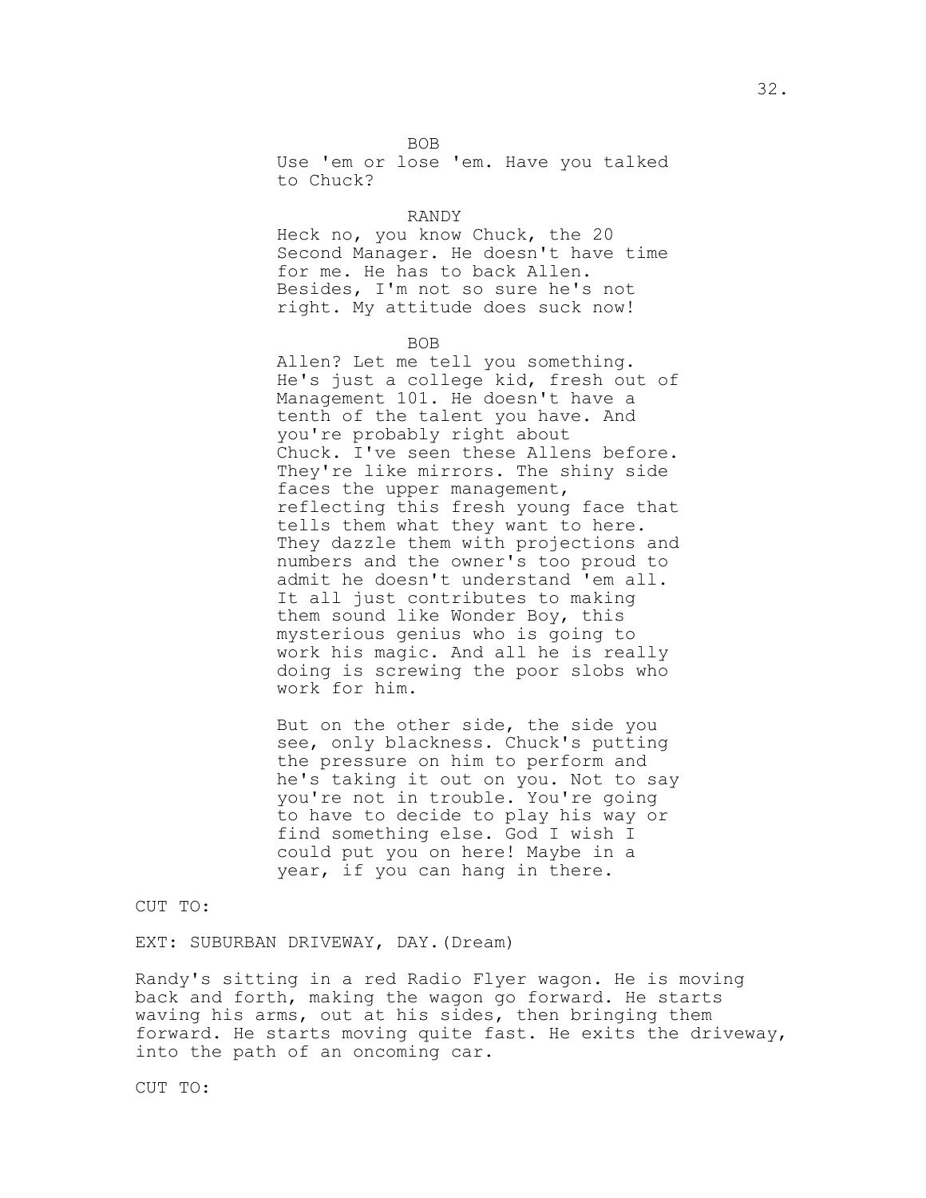BOB

Use 'em or lose 'em. Have you talked to Chuck?

RANDY

Heck no, you know Chuck, the 20 Second Manager. He doesn't have time for me. He has to back Allen. Besides, I'm not so sure he's not right. My attitude does suck now!

BOB

Allen? Let me tell you something. He's just a college kid, fresh out of Management 101. He doesn't have a tenth of the talent you have. And you're probably right about Chuck. I've seen these Allens before. They're like mirrors. The shiny side faces the upper management, reflecting this fresh young face that tells them what they want to here. They dazzle them with projections and numbers and the owner's too proud to admit he doesn't understand 'em all. It all just contributes to making them sound like Wonder Boy, this mysterious genius who is going to work his magic. And all he is really doing is screwing the poor slobs who work for him.

But on the other side, the side you see, only blackness. Chuck's putting the pressure on him to perform and he's taking it out on you. Not to say you're not in trouble. You're going to have to decide to play his way or find something else. God I wish I could put you on here! Maybe in a year, if you can hang in there.

CUT TO:

EXT: SUBURBAN DRIVEWAY, DAY.(Dream)

Randy's sitting in a red Radio Flyer wagon. He is moving back and forth, making the wagon go forward. He starts waving his arms, out at his sides, then bringing them forward. He starts moving quite fast. He exits the driveway, into the path of an oncoming car.

CUT TO: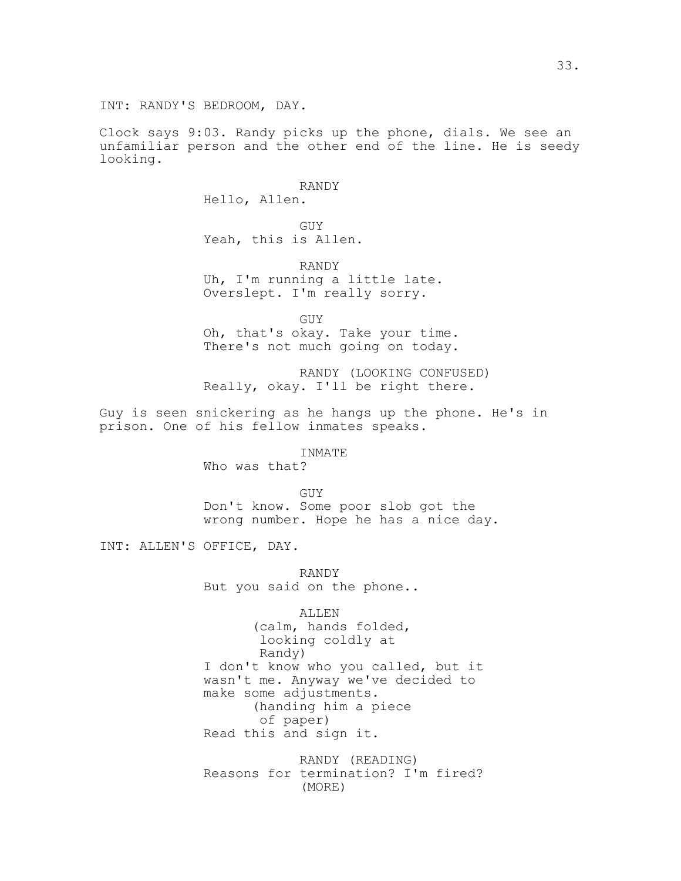INT: RANDY'S BEDROOM, DAY.

Clock says 9:03. Randy picks up the phone, dials. We see an unfamiliar person and the other end of the line. He is seedy looking.

RANDY
Hello, Allen.

GUY
Yeah, this is Allen.

RANDY
Uh, I'm running a little late. Overslept. I'm really sorry.

GUY
Oh, that's okay. Take your time. There's not much going on today.

RANDY (LOOKING CONFUSED)
Really, okay. I'll be right there.

Guy is seen snickering as he hangs up the phone. He's in prison. One of his fellow inmates speaks.

INMATE
Who was that?

GUY
Don't know. Some poor slob got the wrong number. Hope he has a nice day.

INT: ALLEN'S OFFICE, DAY.

RANDY
But you said on the phone..

ALLEN
(calm, hands folded, looking coldly at Randy)
I don't know who you called, but it wasn't me. Anyway we've decided to make some adjustments.
(handing him a piece of paper)
Read this and sign it.

RANDY (READING)
Reasons for termination? I'm fired?
(MORE)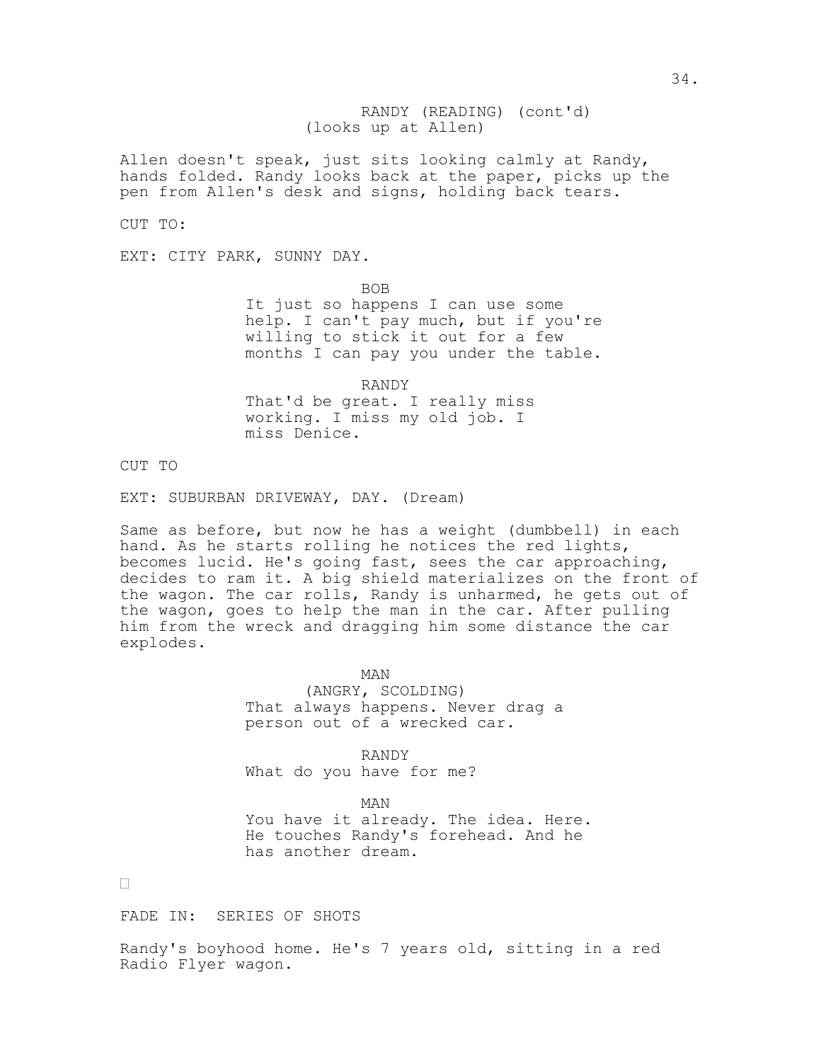RANDY (READING) (cont'd)
(looks up at Allen)

Allen doesn't speak, just sits looking calmly at Randy, hands folded. Randy looks back at the paper, picks up the pen from Allen's desk and signs, holding back tears.

CUT TO:

EXT: CITY PARK, SUNNY DAY.

BOB
It just so happens I can use some help. I can't pay much, but if you're willing to stick it out for a few months I can pay you under the table.

RANDY
That'd be great. I really miss working. I miss my old job. I miss Denice.

CUT TO

EXT: SUBURBAN DRIVEWAY, DAY. (Dream)

Same as before, but now he has a weight (dumbbell) in each hand. As he starts rolling he notices the red lights, becomes lucid. He's going fast, sees the car approaching, decides to ram it. A big shield materializes on the front of the wagon. The car rolls, Randy is unharmed, he gets out of the wagon, goes to help the man in the car. After pulling him from the wreck and dragging him some distance the car explodes.

MAN
(ANGRY, SCOLDING)
That always happens. Never drag a person out of a wrecked car.

RANDY
What do you have for me?

MAN
You have it already. The idea. Here. He touches Randy's forehead. And he has another dream.

FADE IN: SERIES OF SHOTS

Randy's boyhood home. He's 7 years old, sitting in a red Radio Flyer wagon.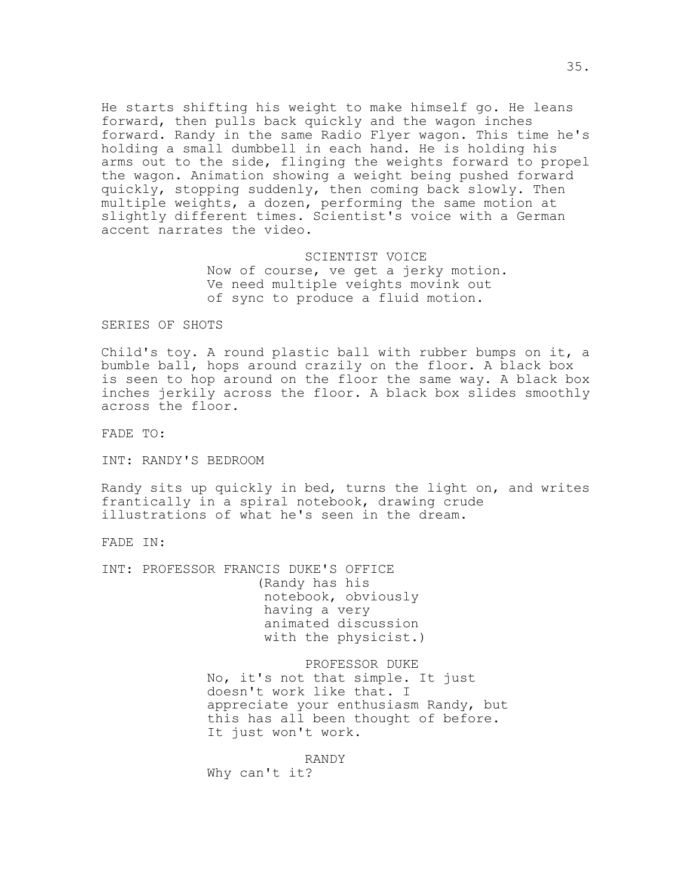He starts shifting his weight to make himself go. He leans forward, then pulls back quickly and the wagon inches forward. Randy in the same Radio Flyer wagon. This time he's holding a small dumbbell in each hand. He is holding his arms out to the side, flinging the weights forward to propel the wagon. Animation showing a weight being pushed forward quickly, stopping suddenly, then coming back slowly. Then multiple weights, a dozen, performing the same motion at slightly different times. Scientist's voice with a German accent narrates the video.

SCIENTIST VOICE
Now of course, ve get a jerky motion. Ve need multiple veights movink out of sync to produce a fluid motion.

SERIES OF SHOTS

Child's toy. A round plastic ball with rubber bumps on it, a bumble ball, hops around crazily on the floor. A black box is seen to hop around on the floor the same way. A black box inches jerkily across the floor. A black box slides smoothly across the floor.

FADE TO:

INT: RANDY'S BEDROOM

Randy sits up quickly in bed, turns the light on, and writes frantically in a spiral notebook, drawing crude illustrations of what he's seen in the dream.

FADE IN:

INT: PROFESSOR FRANCIS DUKE'S OFFICE
(Randy has his notebook, obviously having a very animated discussion with the physicist.)

PROFESSOR DUKE
No, it's not that simple. It just doesn't work like that. I appreciate your enthusiasm Randy, but this has all been thought of before. It just won't work.

RANDY
Why can't it?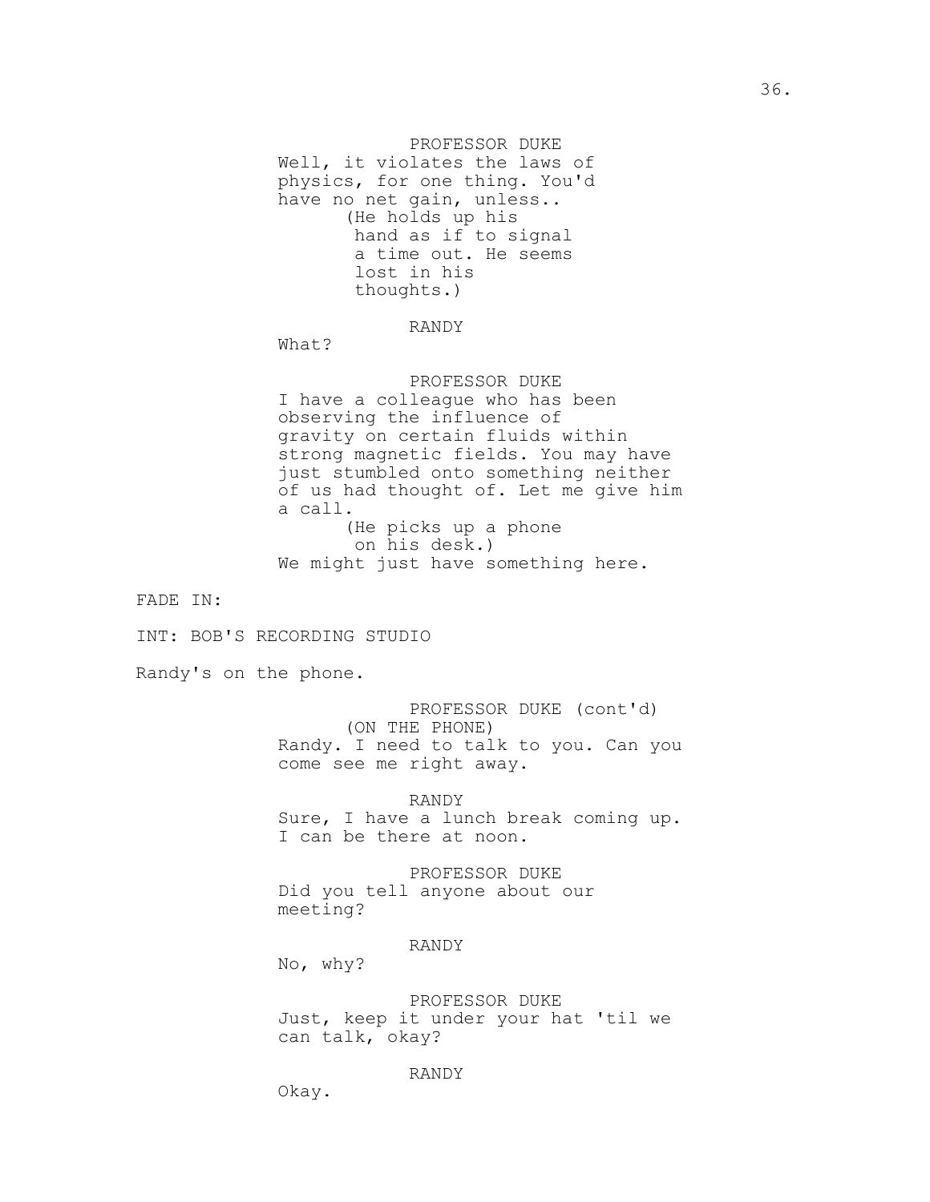PROFESSOR DUKE
Well, it violates the laws of physics, for one thing. You'd have no net gain, unless..
(He holds up his hand as if to signal a time out. He seems lost in his thoughts.)

RANDY
What?

PROFESSOR DUKE
I have a colleague who has been observing the influence of gravity on certain fluids within strong magnetic fields. You may have just stumbled onto something neither of us had thought of. Let me give him a call.
(He picks up a phone on his desk.)
We might just have something here.

FADE IN:

INT: BOB'S RECORDING STUDIO

Randy's on the phone.

PROFESSOR DUKE (cont'd)
(ON THE PHONE)
Randy. I need to talk to you. Can you come see me right away.

RANDY
Sure, I have a lunch break coming up. I can be there at noon.

PROFESSOR DUKE
Did you tell anyone about our meeting?

RANDY
No, why?

PROFESSOR DUKE
Just, keep it under your hat 'til we can talk, okay?

RANDY
Okay.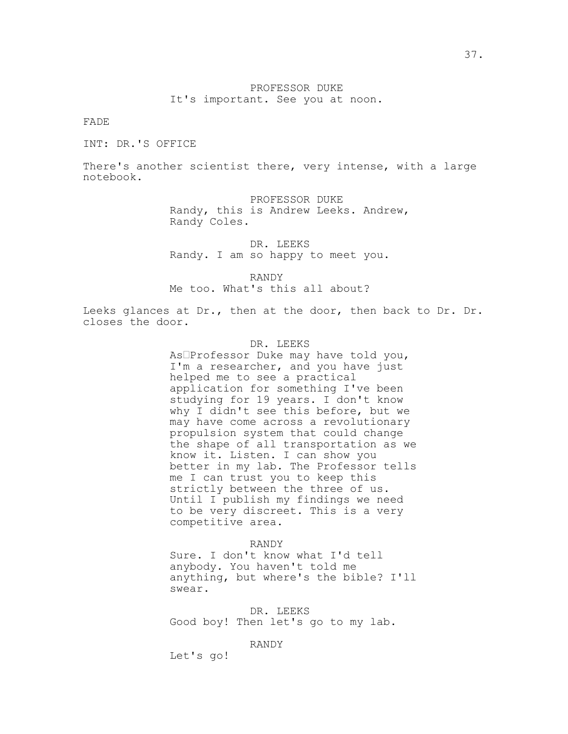PROFESSOR DUKE
It's important. See you at noon.

FADE

INT: DR.'S OFFICE

There's another scientist there, very intense, with a large notebook.

PROFESSOR DUKE
Randy, this is Andrew Leeks. Andrew, Randy Coles.

DR. LEEKS
Randy. I am so happy to meet you.

RANDY
Me too. What's this all about?

Leeks glances at Dr., then at the door, then back to Dr. Dr. closes the door.

DR. LEEKS
As Professor Duke may have told you, I'm a researcher, and you have just helped me to see a practical application for something I've been studying for 19 years. I don't know why I didn't see this before, but we may have come across a revolutionary propulsion system that could change the shape of all transportation as we know it. Listen. I can show you better in my lab. The Professor tells me I can trust you to keep this strictly between the three of us. Until I publish my findings we need to be very discreet. This is a very competitive area.

RANDY
Sure. I don't know what I'd tell anybody. You haven't told me anything, but where's the bible? I'll swear.

DR. LEEKS
Good boy! Then let's go to my lab.

RANDY
Let's go!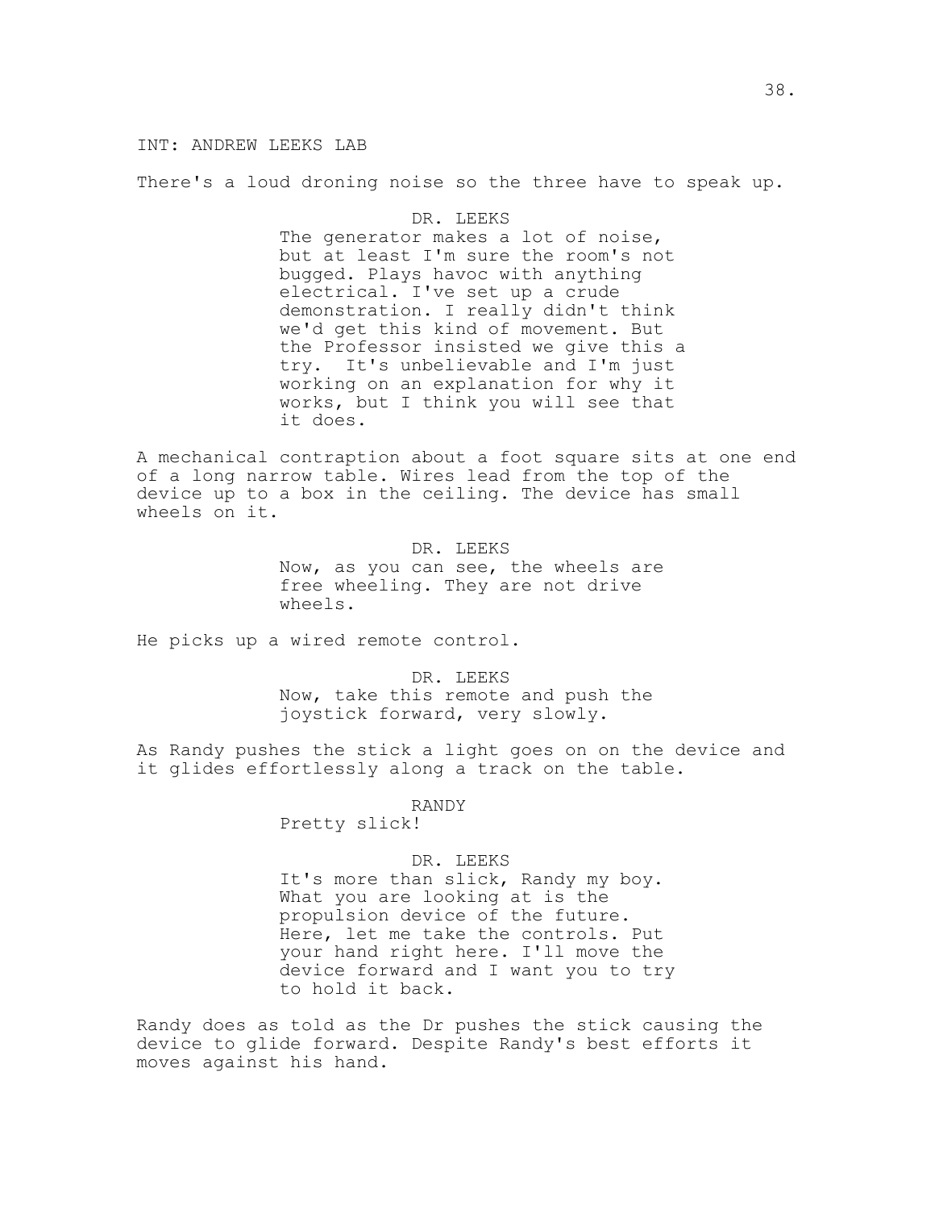INT: ANDREW LEEKS LAB

There's a loud droning noise so the three have to speak up.

DR. LEEKS
The generator makes a lot of noise, but at least I'm sure the room's not bugged. Plays havoc with anything electrical. I've set up a crude demonstration. I really didn't think we'd get this kind of movement. But the Professor insisted we give this a try.  It's unbelievable and I'm just working on an explanation for why it works, but I think you will see that it does.

A mechanical contraption about a foot square sits at one end of a long narrow table. Wires lead from the top of the device up to a box in the ceiling. The device has small wheels on it.

DR. LEEKS
Now, as you can see, the wheels are free wheeling. They are not drive wheels.

He picks up a wired remote control.

DR. LEEKS
Now, take this remote and push the joystick forward, very slowly.

As Randy pushes the stick a light goes on on the device and it glides effortlessly along a track on the table.

RANDY
Pretty slick!

DR. LEEKS
It's more than slick, Randy my boy. What you are looking at is the propulsion device of the future. Here, let me take the controls. Put your hand right here. I'll move the device forward and I want you to try to hold it back.

Randy does as told as the Dr pushes the stick causing the device to glide forward. Despite Randy's best efforts it moves against his hand.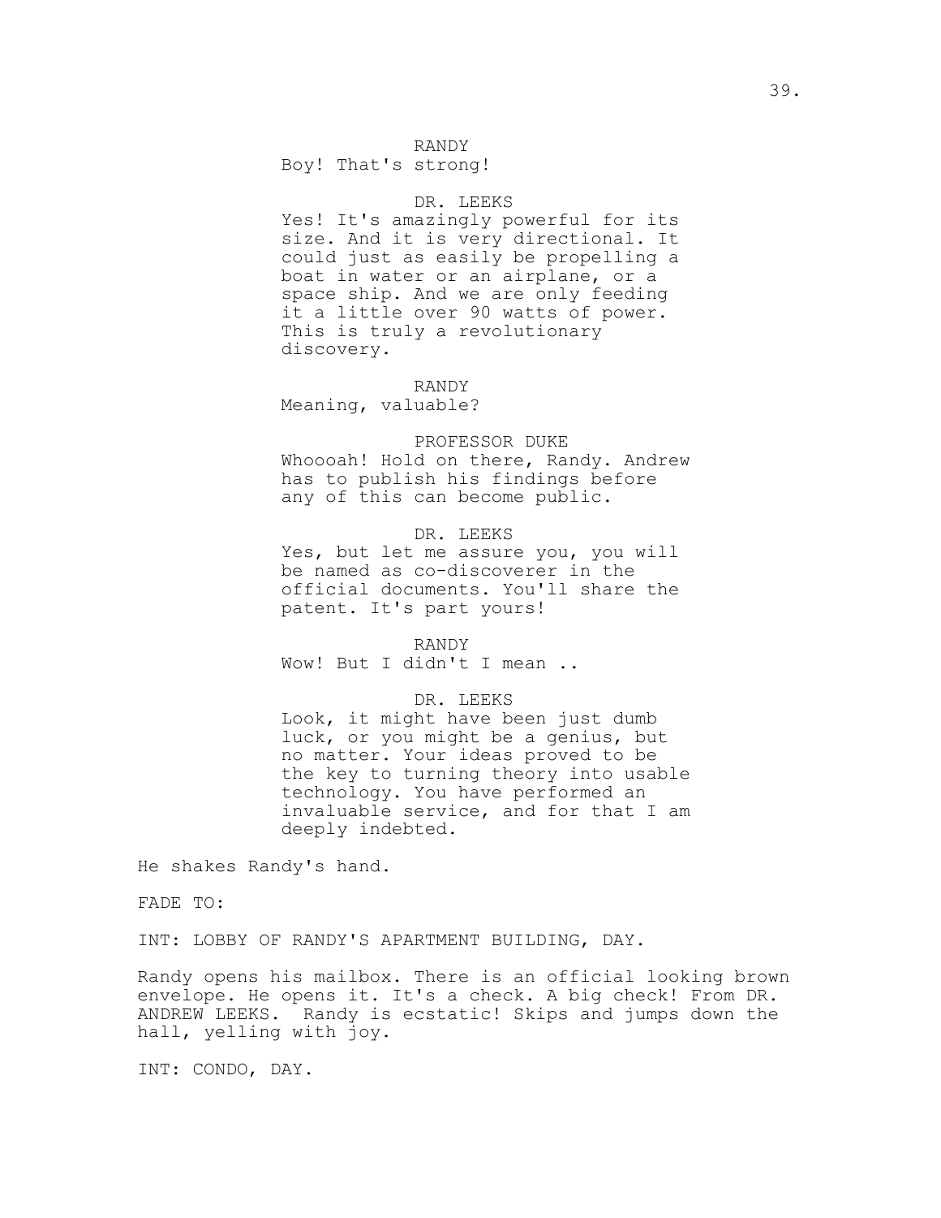RANDY
Boy! That's strong!

DR. LEEKS
Yes! It's amazingly powerful for its size. And it is very directional. It could just as easily be propelling a boat in water or an airplane, or a space ship. And we are only feeding it a little over 90 watts of power. This is truly a revolutionary discovery.

RANDY
Meaning, valuable?

PROFESSOR DUKE
Whoooah! Hold on there, Randy. Andrew has to publish his findings before any of this can become public.

DR. LEEKS
Yes, but let me assure you, you will be named as co-discoverer in the official documents. You'll share the patent. It's part yours!

RANDY
Wow! But I didn't I mean ..

DR. LEEKS
Look, it might have been just dumb luck, or you might be a genius, but no matter. Your ideas proved to be the key to turning theory into usable technology. You have performed an invaluable service, and for that I am deeply indebted.

He shakes Randy's hand.

FADE TO:

INT: LOBBY OF RANDY'S APARTMENT BUILDING, DAY.

Randy opens his mailbox. There is an official looking brown envelope. He opens it. It's a check. A big check! From DR. ANDREW LEEKS. Randy is ecstatic! Skips and jumps down the hall, yelling with joy.

INT: CONDO, DAY.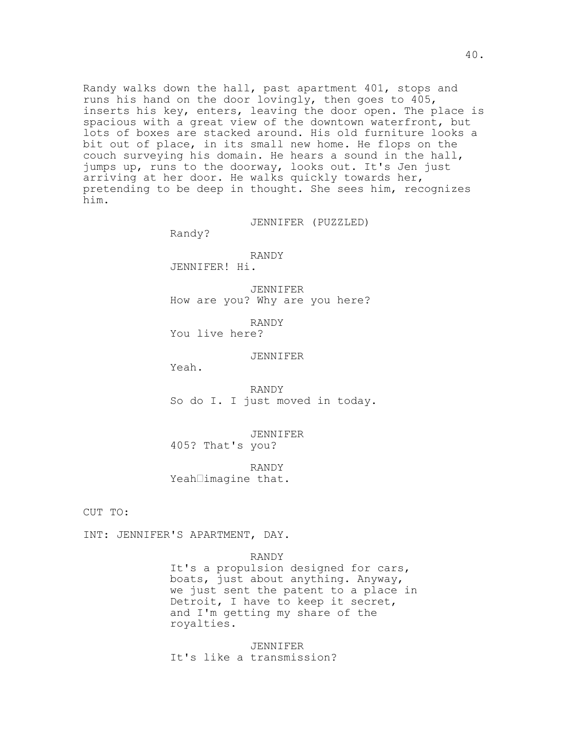Randy walks down the hall, past apartment 401, stops and runs his hand on the door lovingly, then goes to 405, inserts his key, enters, leaving the door open. The place is spacious with a great view of the downtown waterfront, but lots of boxes are stacked around. His old furniture looks a bit out of place, in its small new home. He flops on the couch surveying his domain. He hears a sound in the hall, jumps up, runs to the doorway, looks out. It's Jen just arriving at her door. He walks quickly towards her, pretending to be deep in thought. She sees him, recognizes him.

JENNIFER (PUZZLED)
Randy?

RANDY
JENNIFER! Hi.

JENNIFER
How are you? Why are you here?

RANDY
You live here?

JENNIFER
Yeah.

RANDY
So do I. I just moved in today.

JENNIFER
405? That's you?

RANDY
Yeah�imagine that.

CUT TO:

INT: JENNIFER'S APARTMENT, DAY.

RANDY
It's a propulsion designed for cars, boats, just about anything. Anyway, we just sent the patent to a place in Detroit, I have to keep it secret, and I'm getting my share of the royalties.

JENNIFER
It's like a transmission?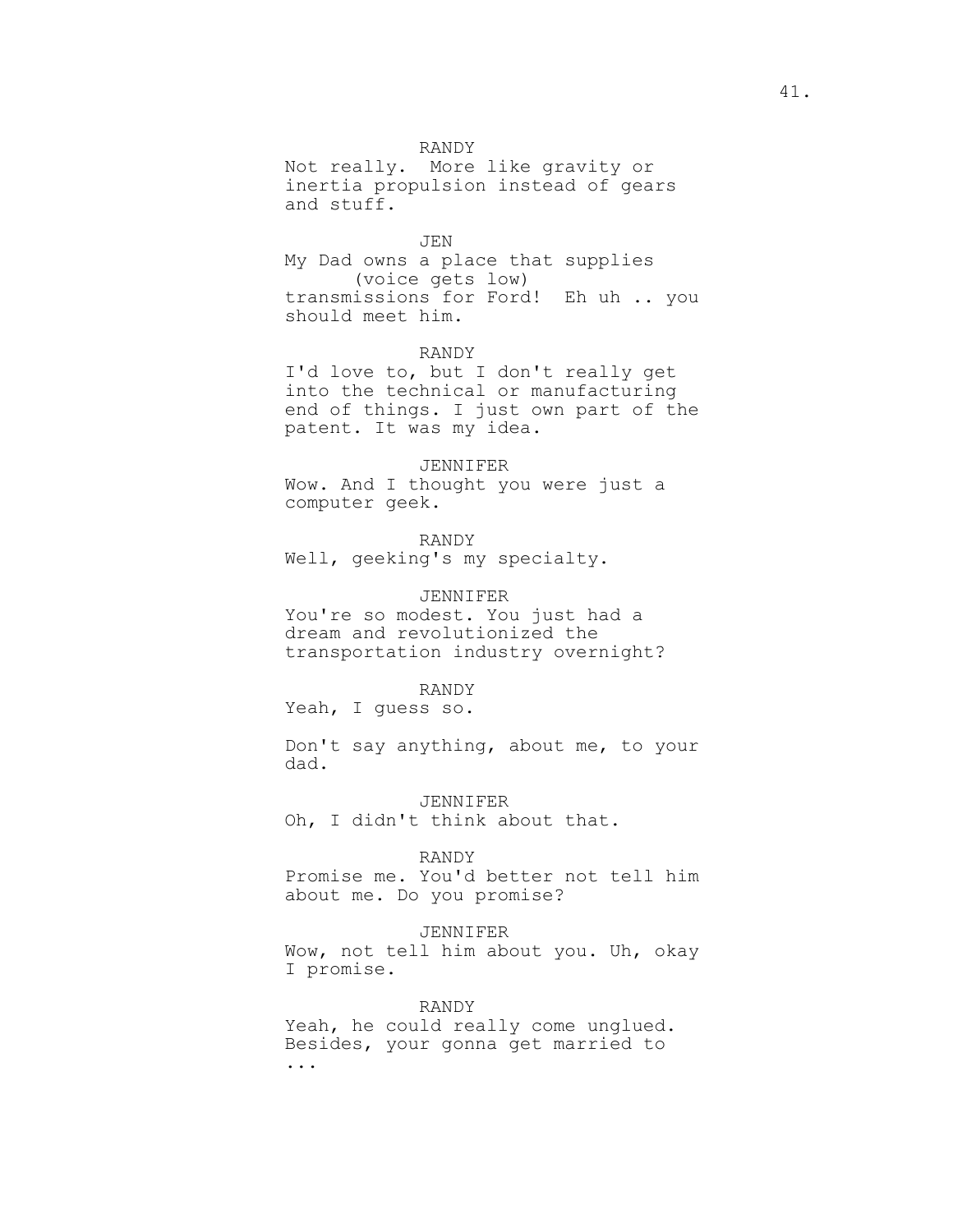RANDY
Not really.  More like gravity or inertia propulsion instead of gears and stuff.

JEN
My Dad owns a place that supplies
(voice gets low)
transmissions for Ford!  Eh uh .. you should meet him.

RANDY
I'd love to, but I don't really get into the technical or manufacturing end of things. I just own part of the patent. It was my idea.

JENNIFER
Wow. And I thought you were just a computer geek.

RANDY
Well, geeking's my specialty.

JENNIFER
You're so modest. You just had a dream and revolutionized the transportation industry overnight?

RANDY
Yeah, I guess so.

Don't say anything, about me, to your dad.

JENNIFER
Oh, I didn't think about that.

RANDY
Promise me. You'd better not tell him about me. Do you promise?

JENNIFER
Wow, not tell him about you. Uh, okay I promise.

RANDY
Yeah, he could really come unglued. Besides, your gonna get married to ...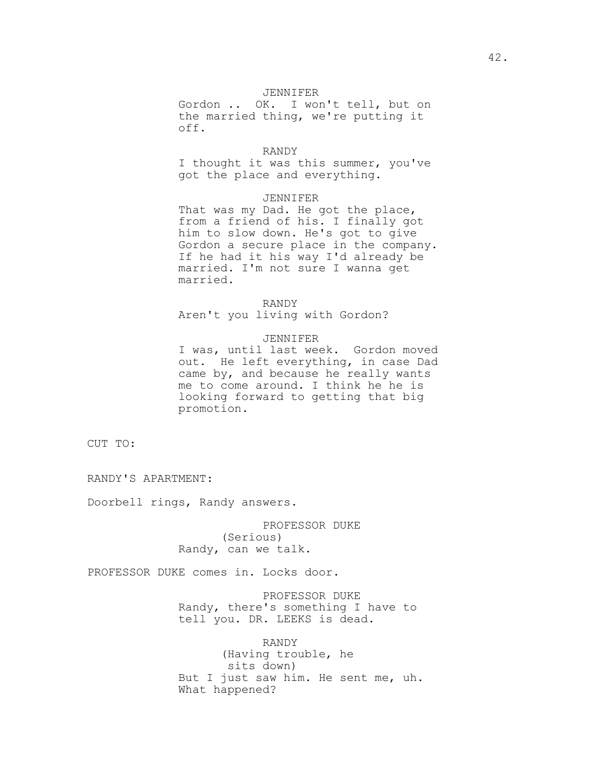JENNIFER

Gordon .. OK. I won't tell, but on the married thing, we're putting it off.

RANDY

I thought it was this summer, you've got the place and everything.

JENNIFER

That was my Dad. He got the place, from a friend of his. I finally got him to slow down. He's got to give Gordon a secure place in the company. If he had it his way I'd already be married. I'm not sure I wanna get married.

RANDY

Aren't you living with Gordon?

JENNIFER

I was, until last week. Gordon moved out. He left everything, in case Dad came by, and because he really wants me to come around. I think he he is looking forward to getting that big promotion.

CUT TO:

RANDY'S APARTMENT:

Doorbell rings, Randy answers.

PROFESSOR DUKE

(Serious)

Randy, can we talk.

PROFESSOR DUKE comes in. Locks door.

PROFESSOR DUKE

Randy, there's something I have to tell you. DR. LEEKS is dead.

RANDY

(Having trouble, he sits down)

But I just saw him. He sent me, uh. What happened?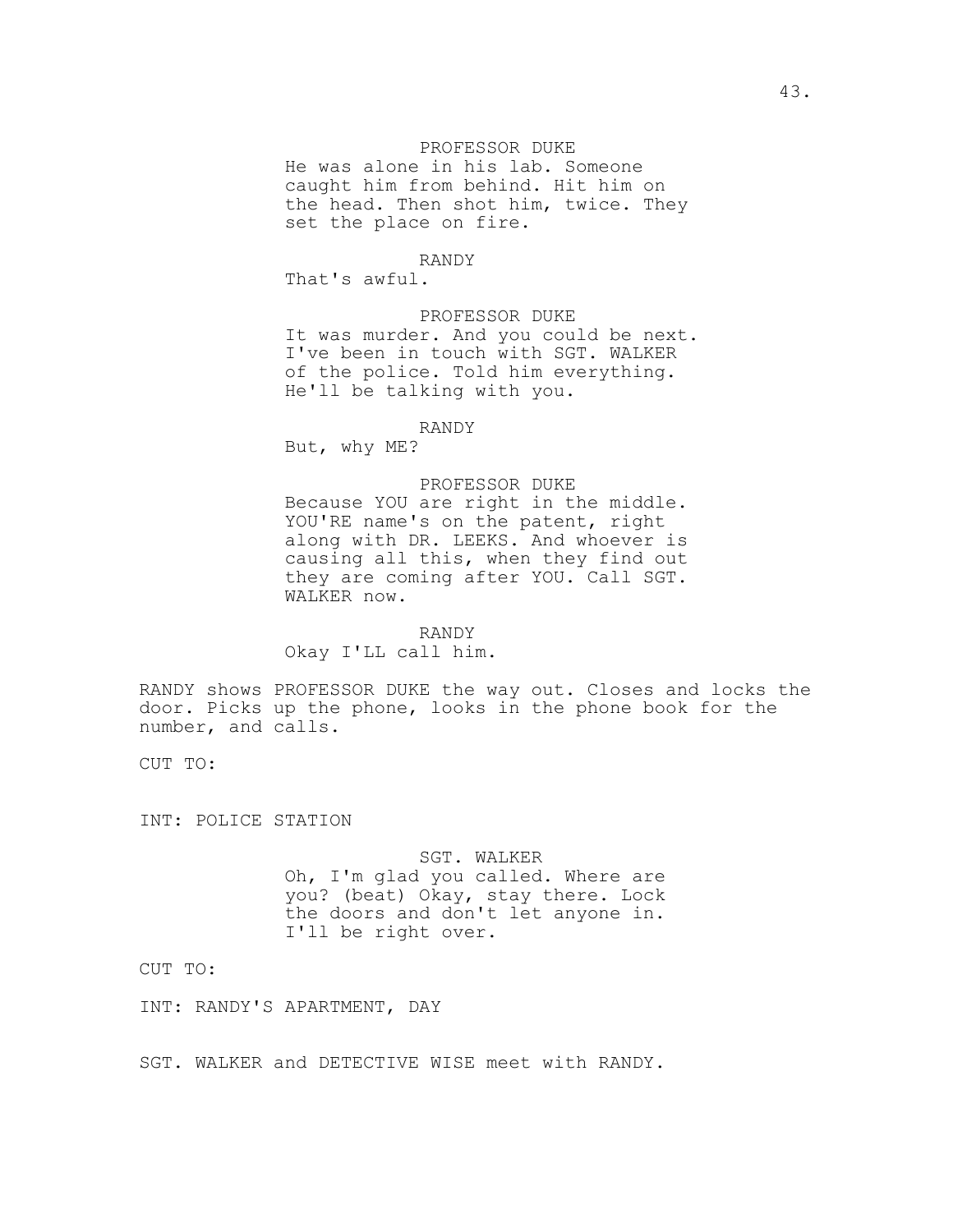PROFESSOR DUKE
He was alone in his lab. Someone caught him from behind. Hit him on the head. Then shot him, twice. They set the place on fire.

RANDY
That's awful.

PROFESSOR DUKE
It was murder. And you could be next. I've been in touch with SGT. WALKER of the police. Told him everything. He'll be talking with you.

RANDY
But, why ME?

PROFESSOR DUKE
Because YOU are right in the middle. YOU'RE name's on the patent, right along with DR. LEEKS. And whoever is causing all this, when they find out they are coming after YOU. Call SGT. WALKER now.

RANDY
Okay I'LL call him.

RANDY shows PROFESSOR DUKE the way out. Closes and locks the door. Picks up the phone, looks in the phone book for the number, and calls.

CUT TO:

INT: POLICE STATION

SGT. WALKER
Oh, I'm glad you called. Where are you? (beat) Okay, stay there. Lock the doors and don't let anyone in. I'll be right over.

CUT TO:

INT: RANDY'S APARTMENT, DAY

SGT. WALKER and DETECTIVE WISE meet with RANDY.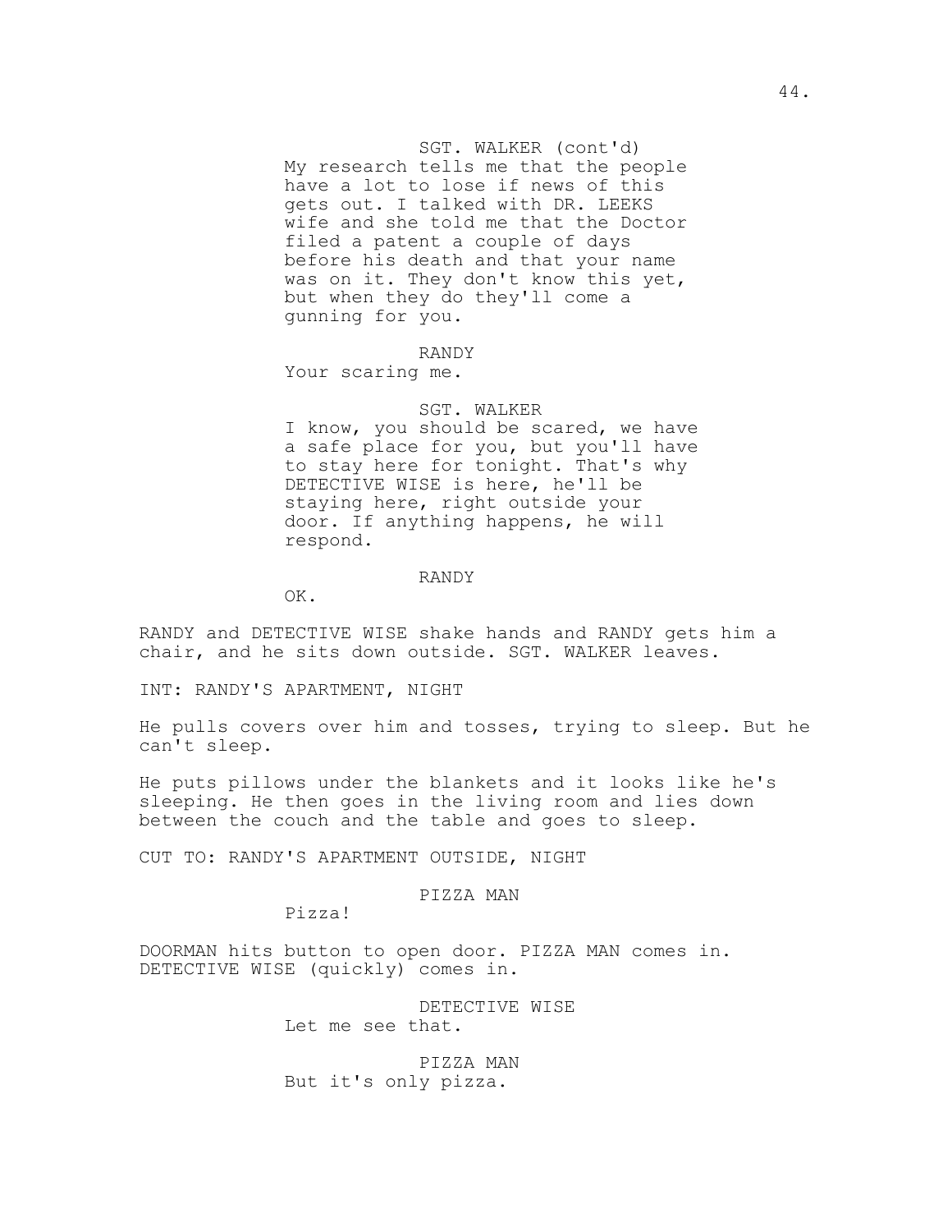SGT. WALKER (cont'd)
My research tells me that the people have a lot to lose if news of this gets out. I talked with DR. LEEKS wife and she told me that the Doctor filed a patent a couple of days before his death and that your name was on it. They don't know this yet, but when they do they'll come a gunning for you.

RANDY
Your scaring me.

SGT. WALKER
I know, you should be scared, we have a safe place for you, but you'll have to stay here for tonight. That's why DETECTIVE WISE is here, he'll be staying here, right outside your door. If anything happens, he will respond.

RANDY
OK.

RANDY and DETECTIVE WISE shake hands and RANDY gets him a chair, and he sits down outside. SGT. WALKER leaves.

INT: RANDY'S APARTMENT, NIGHT

He pulls covers over him and tosses, trying to sleep. But he can't sleep.

He puts pillows under the blankets and it looks like he's sleeping. He then goes in the living room and lies down between the couch and the table and goes to sleep.

CUT TO: RANDY'S APARTMENT OUTSIDE, NIGHT

PIZZA MAN
Pizza!

DOORMAN hits button to open door. PIZZA MAN comes in. DETECTIVE WISE (quickly) comes in.

DETECTIVE WISE
Let me see that.

PIZZA MAN
But it's only pizza.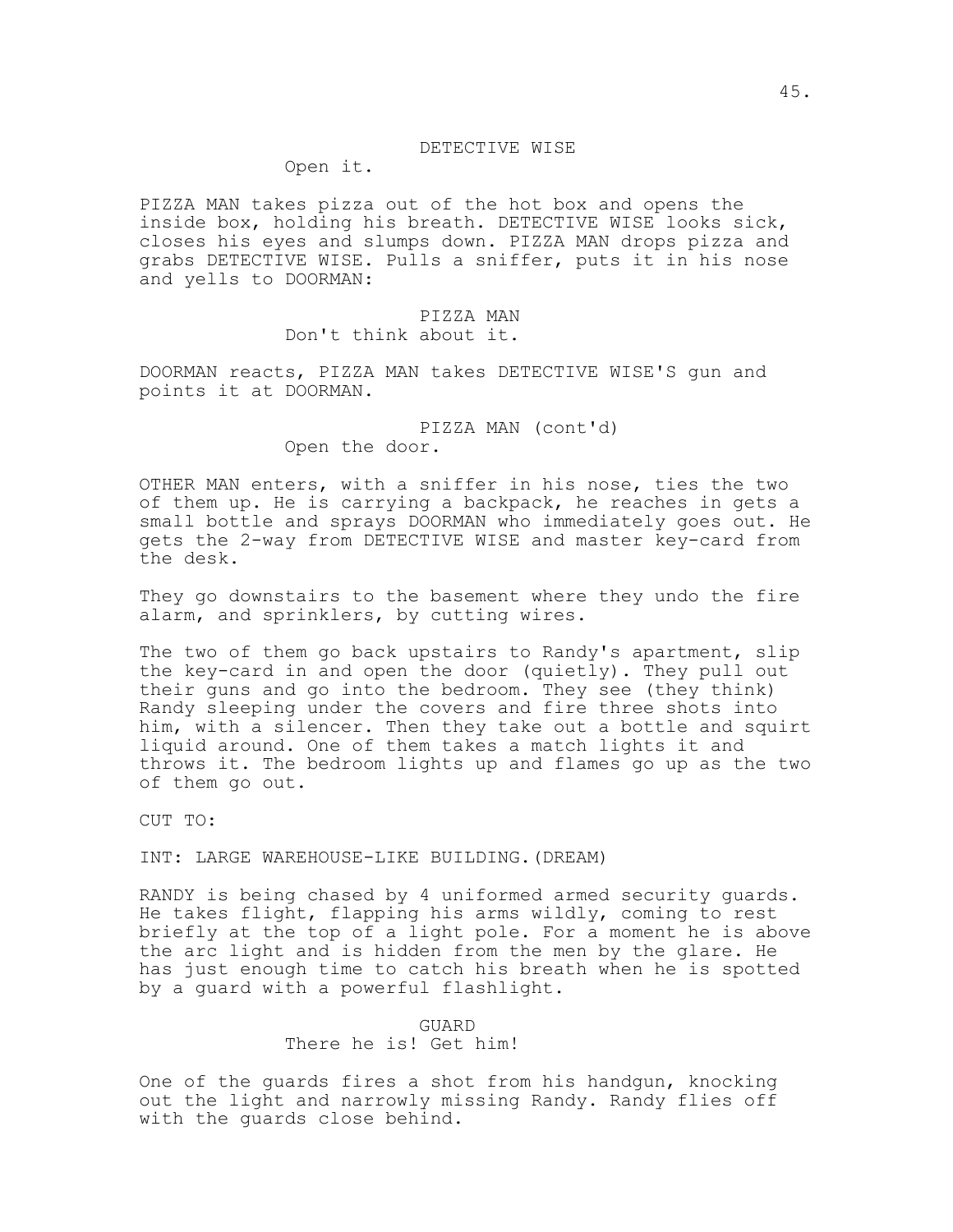DETECTIVE WISE

Open it.

PIZZA MAN takes pizza out of the hot box and opens the inside box, holding his breath. DETECTIVE WISE looks sick, closes his eyes and slumps down. PIZZA MAN drops pizza and grabs DETECTIVE WISE. Pulls a sniffer, puts it in his nose and yells to DOORMAN:

PIZZA MAN

Don't think about it.

DOORMAN reacts, PIZZA MAN takes DETECTIVE WISE'S gun and points it at DOORMAN.

PIZZA MAN (cont'd)

Open the door.

OTHER MAN enters, with a sniffer in his nose, ties the two of them up. He is carrying a backpack, he reaches in gets a small bottle and sprays DOORMAN who immediately goes out. He gets the 2-way from DETECTIVE WISE and master key-card from the desk.

They go downstairs to the basement where they undo the fire alarm, and sprinklers, by cutting wires.

The two of them go back upstairs to Randy's apartment, slip the key-card in and open the door (quietly). They pull out their guns and go into the bedroom. They see (they think) Randy sleeping under the covers and fire three shots into him, with a silencer. Then they take out a bottle and squirt liquid around. One of them takes a match lights it and throws it. The bedroom lights up and flames go up as the two of them go out.

CUT TO:

INT: LARGE WAREHOUSE-LIKE BUILDING.(DREAM)

RANDY is being chased by 4 uniformed armed security guards. He takes flight, flapping his arms wildly, coming to rest briefly at the top of a light pole. For a moment he is above the arc light and is hidden from the men by the glare. He has just enough time to catch his breath when he is spotted by a guard with a powerful flashlight.

GUARD

There he is! Get him!

One of the guards fires a shot from his handgun, knocking out the light and narrowly missing Randy. Randy flies off with the guards close behind.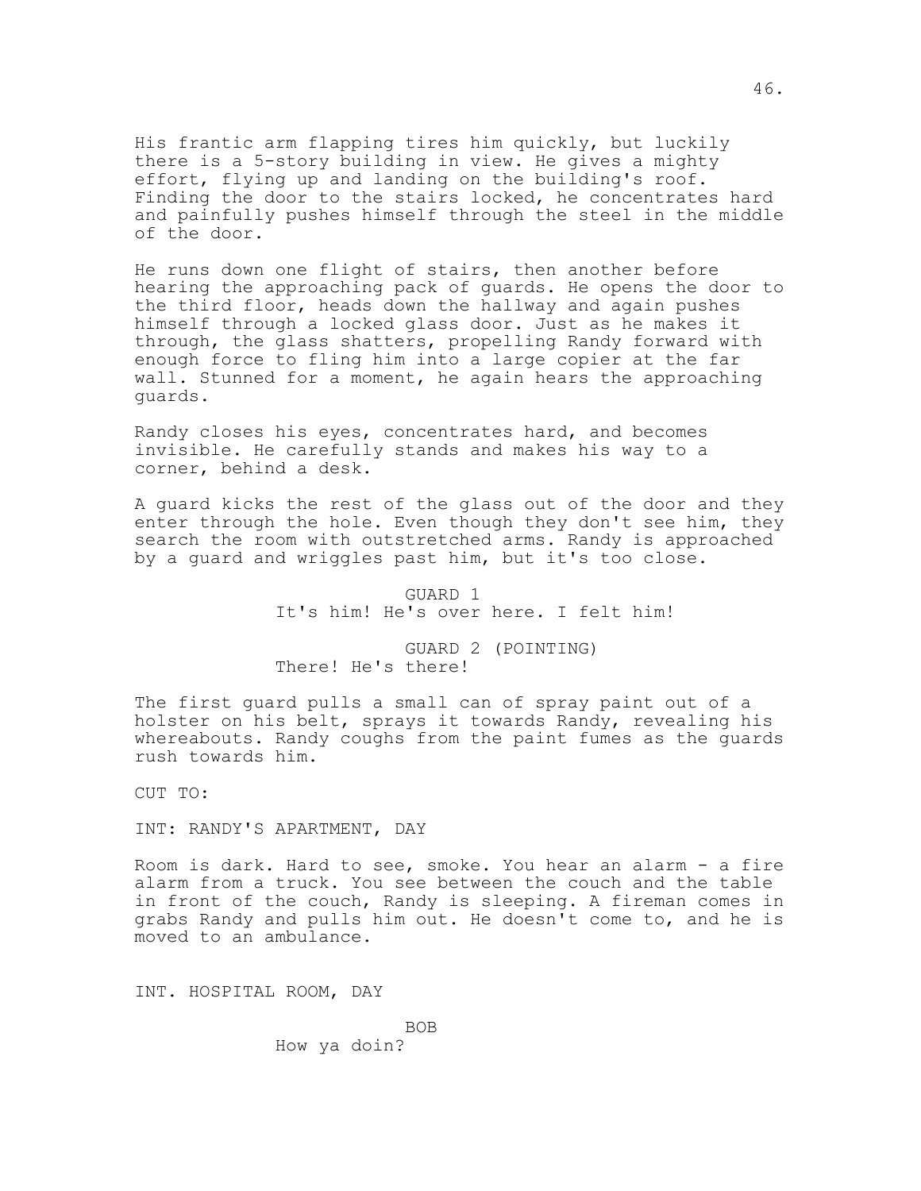His frantic arm flapping tires him quickly, but luckily there is a 5-story building in view. He gives a mighty effort, flying up and landing on the building's roof. Finding the door to the stairs locked, he concentrates hard and painfully pushes himself through the steel in the middle of the door.

He runs down one flight of stairs, then another before hearing the approaching pack of guards. He opens the door to the third floor, heads down the hallway and again pushes himself through a locked glass door. Just as he makes it through, the glass shatters, propelling Randy forward with enough force to fling him into a large copier at the far wall. Stunned for a moment, he again hears the approaching guards.

Randy closes his eyes, concentrates hard, and becomes invisible. He carefully stands and makes his way to a corner, behind a desk.

A guard kicks the rest of the glass out of the door and they enter through the hole. Even though they don't see him, they search the room with outstretched arms. Randy is approached by a guard and wriggles past him, but it's too close.

GUARD 1
It's him! He's over here. I felt him!

GUARD 2 (POINTING)
There! He's there!

The first guard pulls a small can of spray paint out of a holster on his belt, sprays it towards Randy, revealing his whereabouts. Randy coughs from the paint fumes as the guards rush towards him.

CUT TO:

INT: RANDY'S APARTMENT, DAY

Room is dark. Hard to see, smoke. You hear an alarm - a fire alarm from a truck. You see between the couch and the table in front of the couch, Randy is sleeping. A fireman comes in grabs Randy and pulls him out. He doesn't come to, and he is moved to an ambulance.

INT. HOSPITAL ROOM, DAY

BOB
How ya doin?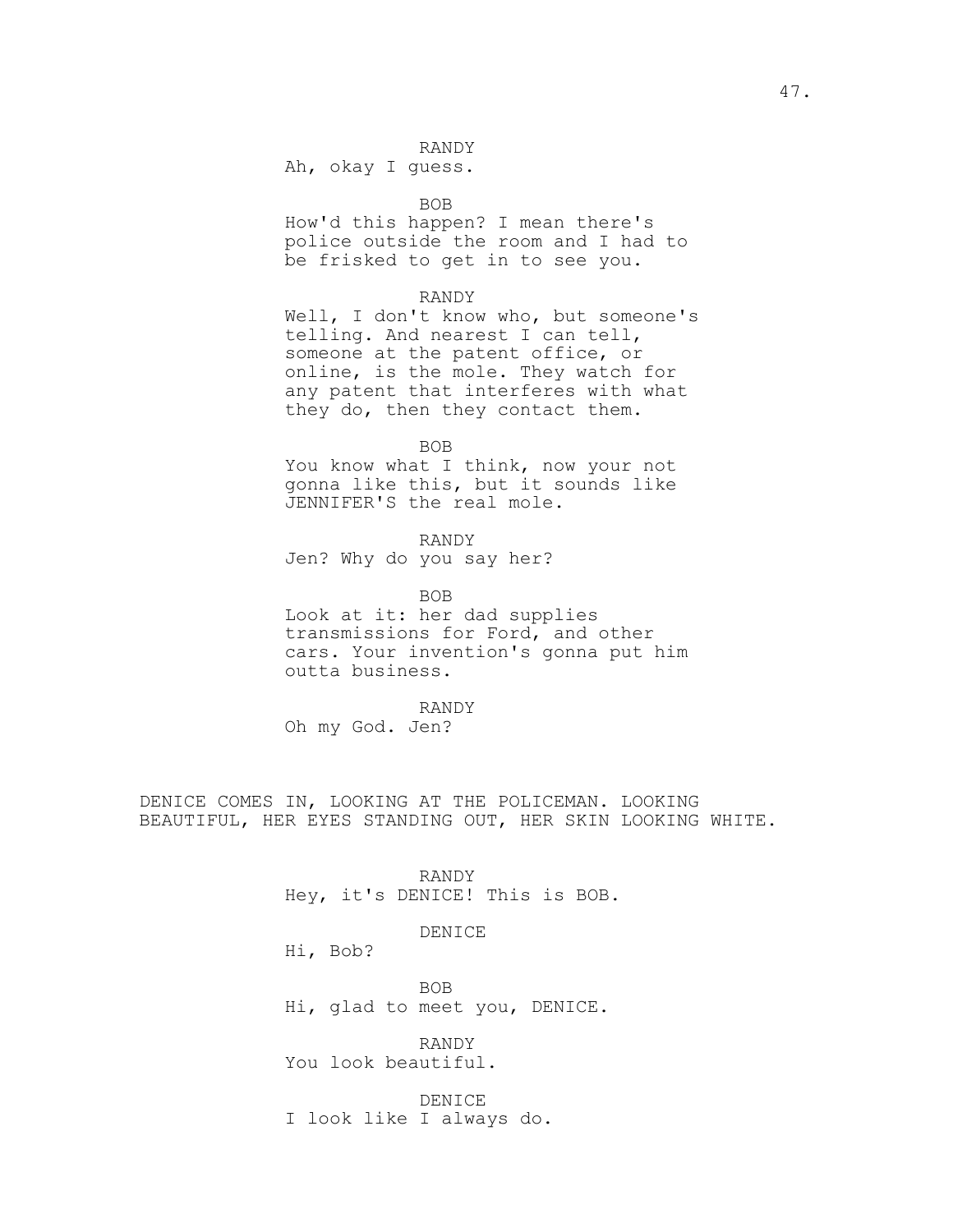RANDY

Ah, okay I guess.

BOB

How'd this happen? I mean there's police outside the room and I had to be frisked to get in to see you.

RANDY

Well, I don't know who, but someone's telling. And nearest I can tell, someone at the patent office, or online, is the mole. They watch for any patent that interferes with what they do, then they contact them.

BOB

You know what I think, now your not gonna like this, but it sounds like JENNIFER'S the real mole.

RANDY

Jen? Why do you say her?

BOB

Look at it: her dad supplies transmissions for Ford, and other cars. Your invention's gonna put him outta business.

RANDY

Oh my God. Jen?

DENICE COMES IN, LOOKING AT THE POLICEMAN. LOOKING BEAUTIFUL, HER EYES STANDING OUT, HER SKIN LOOKING WHITE.

RANDY

Hey, it's DENICE! This is BOB.

DENICE

Hi, Bob?

BOB

Hi, glad to meet you, DENICE.

RANDY

You look beautiful.

DENICE

I look like I always do.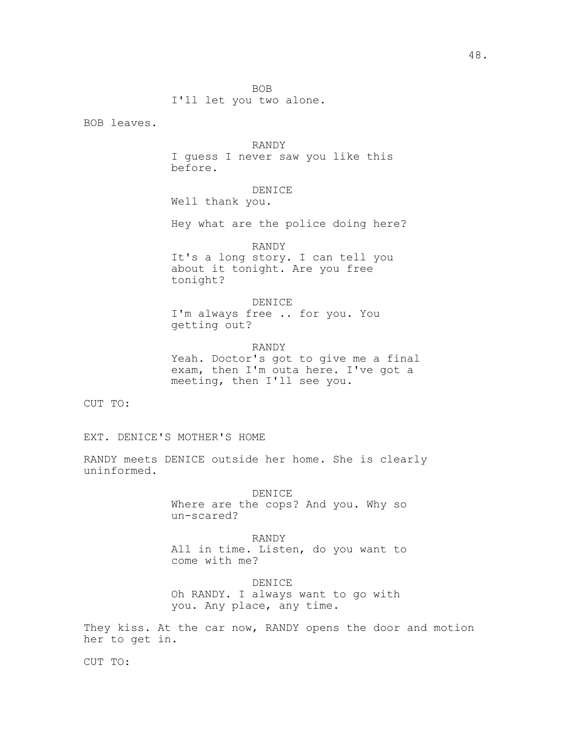BOB
I'll let you two alone.

BOB leaves.

RANDY
I guess I never saw you like this before.

DENICE
Well thank you.

Hey what are the police doing here?

RANDY
It's a long story. I can tell you about it tonight. Are you free tonight?

DENICE
I'm always free .. for you. You getting out?

RANDY
Yeah. Doctor's got to give me a final exam, then I'm outa here. I've got a meeting, then I'll see you.

CUT TO:

EXT. DENICE'S MOTHER'S HOME

RANDY meets DENICE outside her home. She is clearly uninformed.

DENICE
Where are the cops? And you. Why so un-scared?

RANDY
All in time. Listen, do you want to come with me?

DENICE
Oh RANDY. I always want to go with you. Any place, any time.

They kiss. At the car now, RANDY opens the door and motion her to get in.

CUT TO: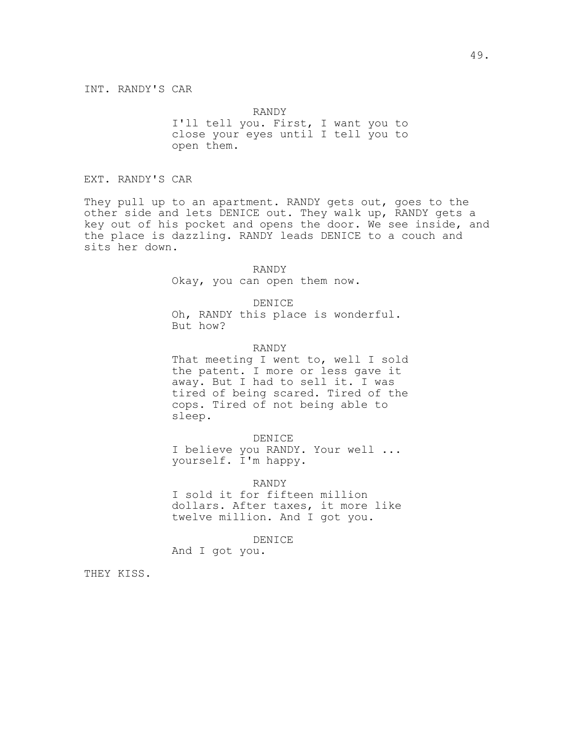INT. RANDY'S CAR

RANDY
I'll tell you. First, I want you to close your eyes until I tell you to open them.

EXT. RANDY'S CAR

They pull up to an apartment. RANDY gets out, goes to the other side and lets DENICE out. They walk up, RANDY gets a key out of his pocket and opens the door. We see inside, and the place is dazzling. RANDY leads DENICE to a couch and sits her down.

RANDY
Okay, you can open them now.

DENICE
Oh, RANDY this place is wonderful. But how?

RANDY
That meeting I went to, well I sold the patent. I more or less gave it away. But I had to sell it. I was tired of being scared. Tired of the cops. Tired of not being able to sleep.

DENICE
I believe you RANDY. Your well ... yourself. I'm happy.

RANDY
I sold it for fifteen million dollars. After taxes, it more like twelve million. And I got you.

DENICE
And I got you.

THEY KISS.